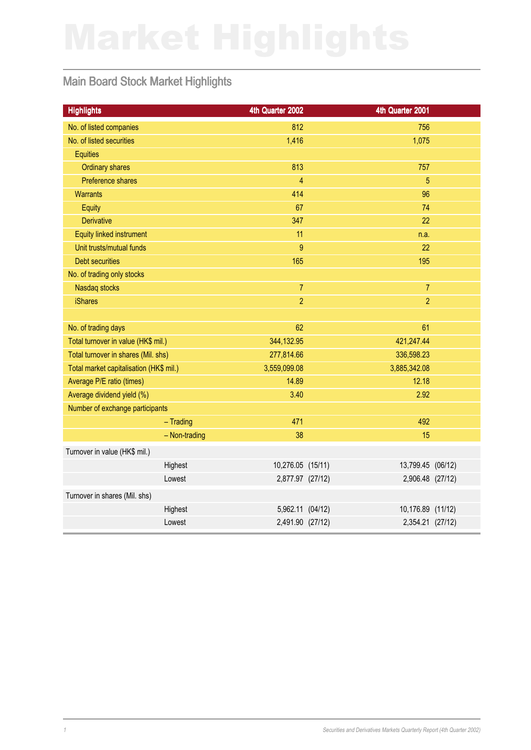# Market Highlights

## Main Board Stock Market Highlights

| Highlights | 4th Quarter 2002 | 4th Quarter 2001 |
|---|---|---|
| No. of listed companies | 812 | 756 |
| No. of listed securities | 1,416 | 1,075 |
| Equities | | |
| Ordinary shares | 813 | 757 |
| Preference shares | 4 | 5 |
| Warrants | 414 | 96 |
| Equity | 67 | 74 |
| Derivative | 347 | 22 |
| Equity linked instrument | 11 | n.a. |
| Unit trusts/mutual funds | 9 | 22 |
| Debt securities | 165 | 195 |
| No. of trading only stocks | | |
| Nasdaq stocks | 7 | 7 |
| iShares | 2 | 2 |
| | | |
| No. of trading days | 62 | 61 |
| Total turnover in value (HK$ mil.) | 344,132.95 | 421,247.44 |
| Total turnover in shares (Mil. shs) | 277,814.66 | 336,598.23 |
| Total market capitalisation (HK$ mil.) | 3,559,099.08 | 3,885,342.08 |
| Average P/E ratio (times) | 14.89 | 12.18 |
| Average dividend yield (%) | 3.40 | 2.92 |
| Number of exchange participants | | |
| – Trading | 471 | 492 |
| – Non-trading | 38 | 15 |
| Turnover in value (HK$ mil.) | | |
| Highest | 10,276.05 (15/11) | 13,799.45 (06/12) |
| Lowest | 2,877.97 (27/12) | 2,906.48 (27/12) |
| Turnover in shares (Mil. shs) | | |
| Highest | 5,962.11 (04/12) | 10,176.89 (11/12) |
| Lowest | 2,491.90 (27/12) | 2,354.21 (27/12) |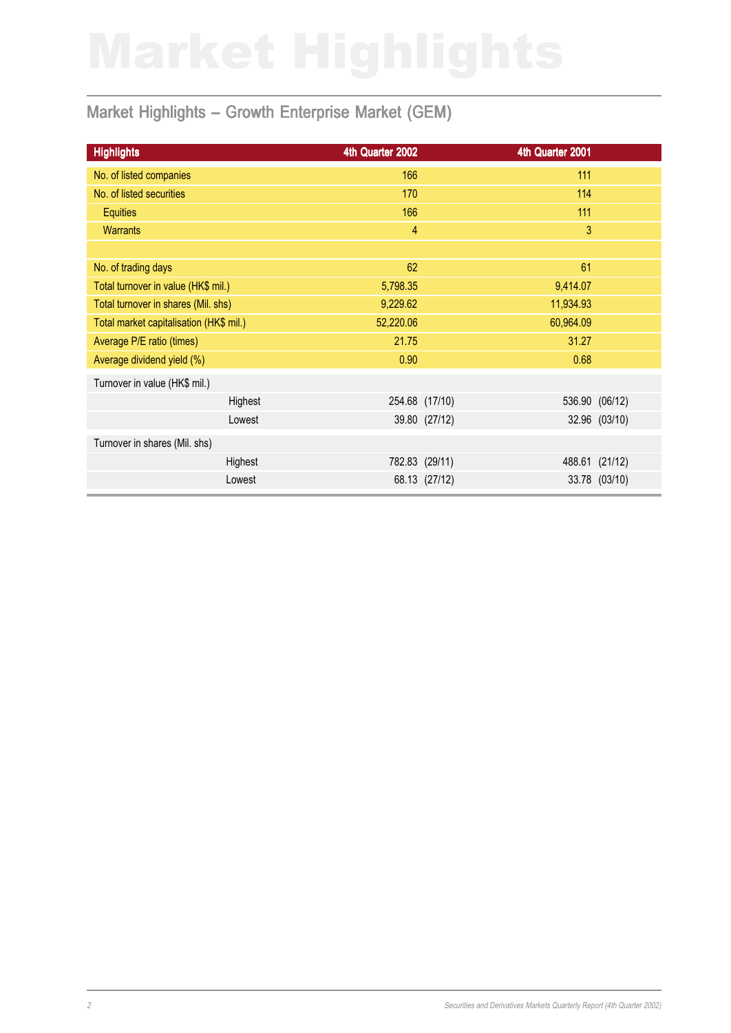# Market Highlights

## Market Highlights – Growth Enterprise Market (GEM)

| Highlights | 4th Quarter 2002 | 4th Quarter 2001 |
|---|---|---|
| No. of listed companies | 166 | 111 |
| No. of listed securities | 170 | 114 |
| Equities | 166 | 111 |
| Warrants | 4 | 3 |
| | | |
| No. of trading days | 62 | 61 |
| Total turnover in value (HK$ mil.) | 5,798.35 | 9,414.07 |
| Total turnover in shares (Mil. shs) | 9,229.62 | 11,934.93 |
| Total market capitalisation (HK$ mil.) | 52,220.06 | 60,964.09 |
| Average P/E ratio (times) | 21.75 | 31.27 |
| Average dividend yield (%) | 0.90 | 0.68 |
| Turnover in value (HK$ mil.) | | |
| Highest | 254.68 (17/10) | 536.90 (06/12) |
| Lowest | 39.80 (27/12) | 32.96 (03/10) |
| Turnover in shares (Mil. shs) | | |
| Highest | 782.83 (29/11) | 488.61 (21/12) |
| Lowest | 68.13 (27/12) | 33.78 (03/10) |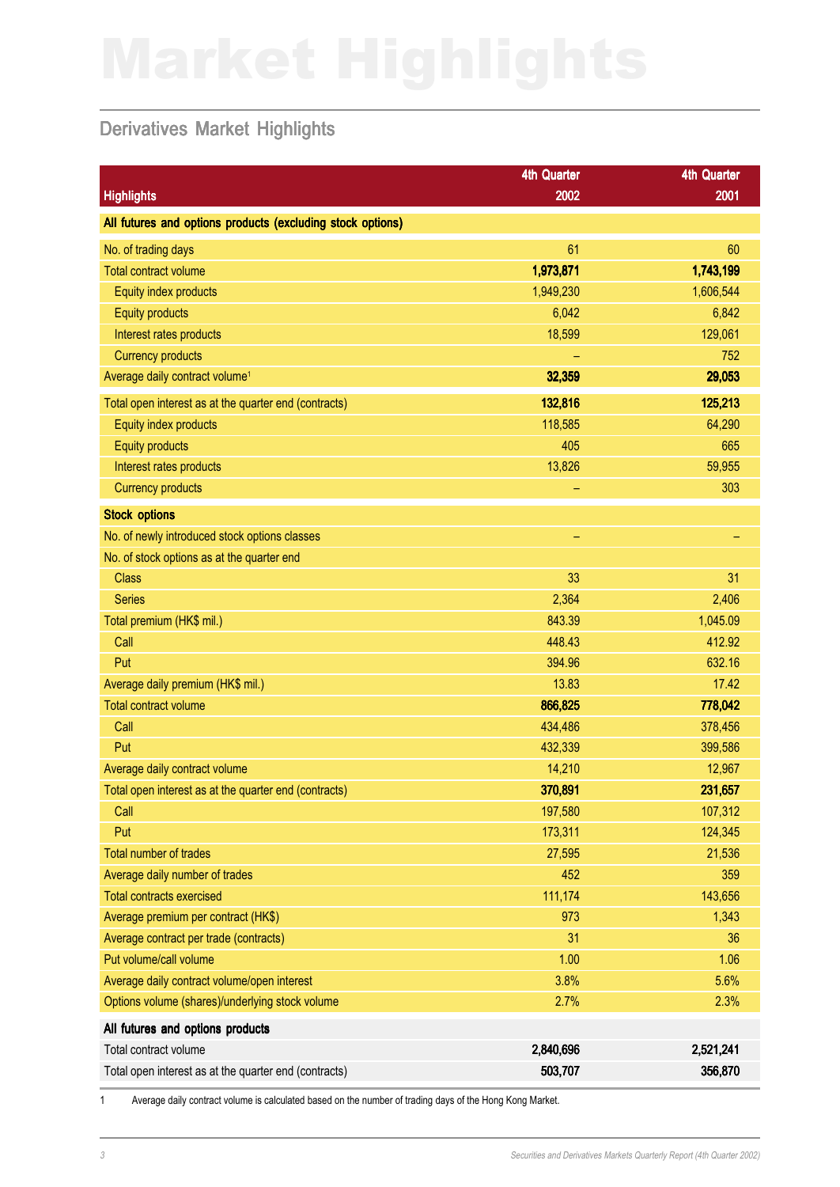# Market Highlights

## Derivatives Market Highlights

| Highlights | 4th Quarter 2002 | 4th Quarter 2001 |
|---|---|---|
| **All futures and options products (excluding stock options)** | | |
| No. of trading days | 61 | 60 |
| Total contract volume | **1,973,871** | **1,743,199** |
| Equity index products | 1,949,230 | 1,606,544 |
| Equity products | 6,042 | 6,842 |
| Interest rates products | 18,599 | 129,061 |
| Currency products | – | 752 |
| Average daily contract volume[1] | **32,359** | **29,053** |
| Total open interest as at the quarter end (contracts) | **132,816** | **125,213** |
| Equity index products | 118,585 | 64,290 |
| Equity products | 405 | 665 |
| Interest rates products | 13,826 | 59,955 |
| Currency products | – | 303 |
| **Stock options** | | |
| No. of newly introduced stock options classes | – | – |
| No. of stock options as at the quarter end | | |
| Class | 33 | 31 |
| Series | 2,364 | 2,406 |
| Total premium (HK$ mil.) | 843.39 | 1,045.09 |
| Call | 448.43 | 412.92 |
| Put | 394.96 | 632.16 |
| Average daily premium (HK$ mil.) | 13.83 | 17.42 |
| Total contract volume | **866,825** | **778,042** |
| Call | 434,486 | 378,456 |
| Put | 432,339 | 399,586 |
| Average daily contract volume | 14,210 | 12,967 |
| Total open interest as at the quarter end (contracts) | **370,891** | **231,657** |
| Call | 197,580 | 107,312 |
| Put | 173,311 | 124,345 |
| Total number of trades | 27,595 | 21,536 |
| Average daily number of trades | 452 | 359 |
| Total contracts exercised | 111,174 | 143,656 |
| Average premium per contract (HK$) | 973 | 1,343 |
| Average contract per trade (contracts) | 31 | 36 |
| Put volume/call volume | 1.00 | 1.06 |
| Average daily contract volume/open interest | 3.8% | 5.6% |
| Options volume (shares)/underlying stock volume | 2.7% | 2.3% |
| **All futures and options products** | | |
| Total contract volume | **2,840,696** | **2,521,241** |
| Total open interest as at the quarter end (contracts) | **503,707** | **356,870** |

1 Average daily contract volume is calculated based on the number of trading days of the Hong Kong Market.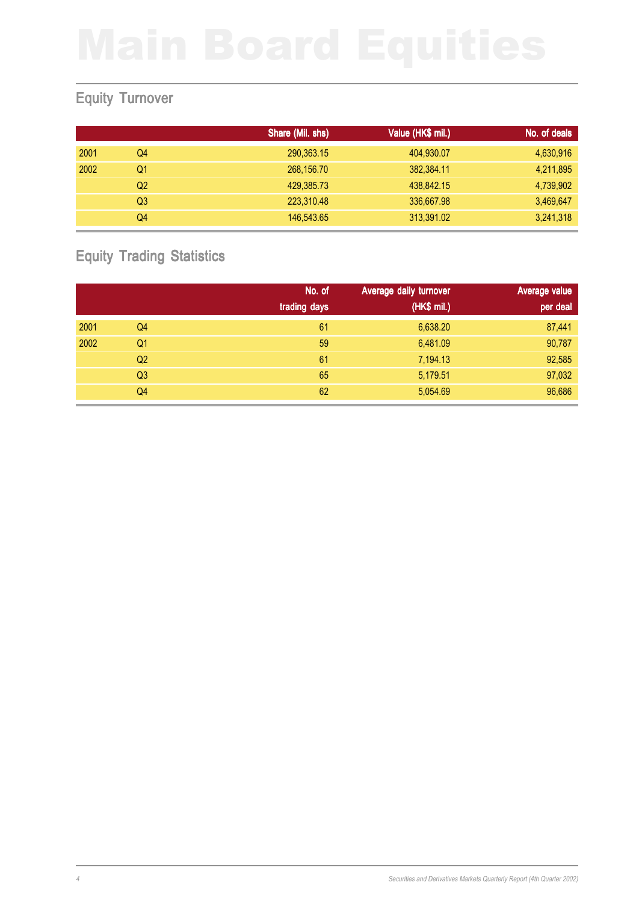# Main Board Equities

## Equity Turnover

| | | Share (Mil. shs) | Value (HK$ mil.) | No. of deals |
|---|---|---|---|---|
| 2001 | Q4 | 290,363.15 | 404,930.07 | 4,630,916 |
| 2002 | Q1 | 268,156.70 | 382,384.11 | 4,211,895 |
| | Q2 | 429,385.73 | 438,842.15 | 4,739,902 |
| | Q3 | 223,310.48 | 336,667.98 | 3,469,647 |
| | Q4 | 146,543.65 | 313,391.02 | 3,241,318 |

## Equity Trading Statistics

| | | No. of trading days | Average daily turnover (HK$ mil.) | Average value per deal |
|---|---|---|---|---|
| 2001 | Q4 | 61 | 6,638.20 | 87,441 |
| 2002 | Q1 | 59 | 6,481.09 | 90,787 |
| | Q2 | 61 | 7,194.13 | 92,585 |
| | Q3 | 65 | 5,179.51 | 97,032 |
| | Q4 | 62 | 5,054.69 | 96,686 |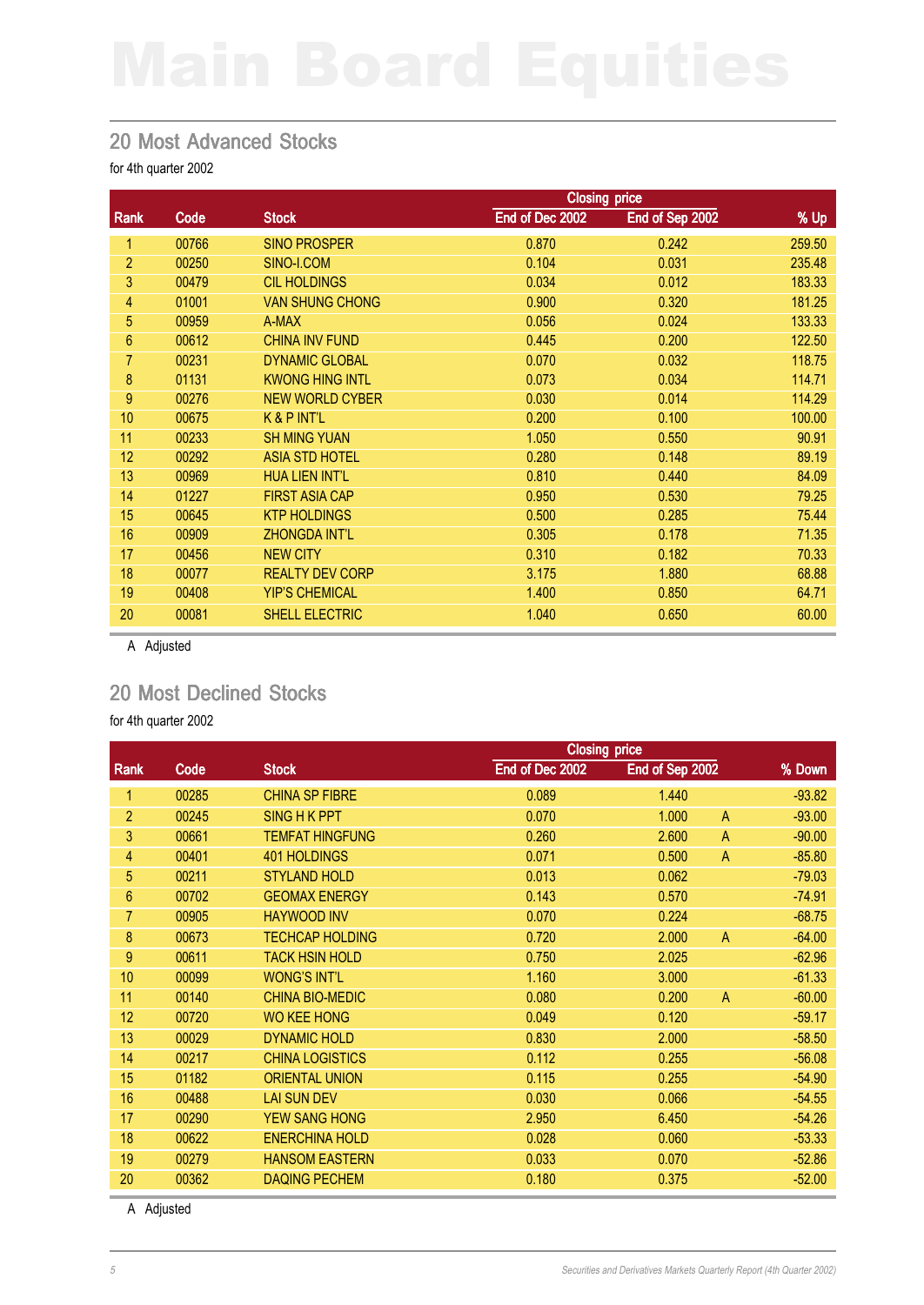# Main Board Equities

## 20 Most Advanced Stocks

for 4th quarter 2002

| Rank | Code | Stock | Closing price End of Dec 2002 | Closing price End of Sep 2002 | | % Up |
|---|---|---|---|---|---|---|
| 1 | 00766 | SINO PROSPER | 0.870 | 0.242 | | 259.50 |
| 2 | 00250 | SINO-I.COM | 0.104 | 0.031 | | 235.48 |
| 3 | 00479 | CIL HOLDINGS | 0.034 | 0.012 | | 183.33 |
| 4 | 01001 | VAN SHUNG CHONG | 0.900 | 0.320 | | 181.25 |
| 5 | 00959 | A-MAX | 0.056 | 0.024 | | 133.33 |
| 6 | 00612 | CHINA INV FUND | 0.445 | 0.200 | | 122.50 |
| 7 | 00231 | DYNAMIC GLOBAL | 0.070 | 0.032 | | 118.75 |
| 8 | 01131 | KWONG HING INTL | 0.073 | 0.034 | | 114.71 |
| 9 | 00276 | NEW WORLD CYBER | 0.030 | 0.014 | | 114.29 |
| 10 | 00675 | K & P INT'L | 0.200 | 0.100 | | 100.00 |
| 11 | 00233 | SH MING YUAN | 1.050 | 0.550 | | 90.91 |
| 12 | 00292 | ASIA STD HOTEL | 0.280 | 0.148 | | 89.19 |
| 13 | 00969 | HUA LIEN INT'L | 0.810 | 0.440 | | 84.09 |
| 14 | 01227 | FIRST ASIA CAP | 0.950 | 0.530 | | 79.25 |
| 15 | 00645 | KTP HOLDINGS | 0.500 | 0.285 | | 75.44 |
| 16 | 00909 | ZHONGDA INT'L | 0.305 | 0.178 | | 71.35 |
| 17 | 00456 | NEW CITY | 0.310 | 0.182 | | 70.33 |
| 18 | 00077 | REALTY DEV CORP | 3.175 | 1.880 | | 68.88 |
| 19 | 00408 | YIP'S CHEMICAL | 1.400 | 0.850 | | 64.71 |
| 20 | 00081 | SHELL ELECTRIC | 1.040 | 0.650 | | 60.00 |

A Adjusted

## 20 Most Declined Stocks

for 4th quarter 2002

| Rank | Code | Stock | Closing price End of Dec 2002 | Closing price End of Sep 2002 | | % Down |
|---|---|---|---|---|---|---|
| 1 | 00285 | CHINA SP FIBRE | 0.089 | 1.440 | | -93.82 |
| 2 | 00245 | SING H K PPT | 0.070 | 1.000 | A | -93.00 |
| 3 | 00661 | TEMFAT HINGFUNG | 0.260 | 2.600 | A | -90.00 |
| 4 | 00401 | 401 HOLDINGS | 0.071 | 0.500 | A | -85.80 |
| 5 | 00211 | STYLAND HOLD | 0.013 | 0.062 | | -79.03 |
| 6 | 00702 | GEOMAX ENERGY | 0.143 | 0.570 | | -74.91 |
| 7 | 00905 | HAYWOOD INV | 0.070 | 0.224 | | -68.75 |
| 8 | 00673 | TECHCAP HOLDING | 0.720 | 2.000 | A | -64.00 |
| 9 | 00611 | TACK HSIN HOLD | 0.750 | 2.025 | | -62.96 |
| 10 | 00099 | WONG'S INT'L | 1.160 | 3.000 | | -61.33 |
| 11 | 00140 | CHINA BIO-MEDIC | 0.080 | 0.200 | A | -60.00 |
| 12 | 00720 | WO KEE HONG | 0.049 | 0.120 | | -59.17 |
| 13 | 00029 | DYNAMIC HOLD | 0.830 | 2.000 | | -58.50 |
| 14 | 00217 | CHINA LOGISTICS | 0.112 | 0.255 | | -56.08 |
| 15 | 01182 | ORIENTAL UNION | 0.115 | 0.255 | | -54.90 |
| 16 | 00488 | LAI SUN DEV | 0.030 | 0.066 | | -54.55 |
| 17 | 00290 | YEW SANG HONG | 2.950 | 6.450 | | -54.26 |
| 18 | 00622 | ENERCHINA HOLD | 0.028 | 0.060 | | -53.33 |
| 19 | 00279 | HANSOM EASTERN | 0.033 | 0.070 | | -52.86 |
| 20 | 00362 | DAQING PECHEM | 0.180 | 0.375 | | -52.00 |

A Adjusted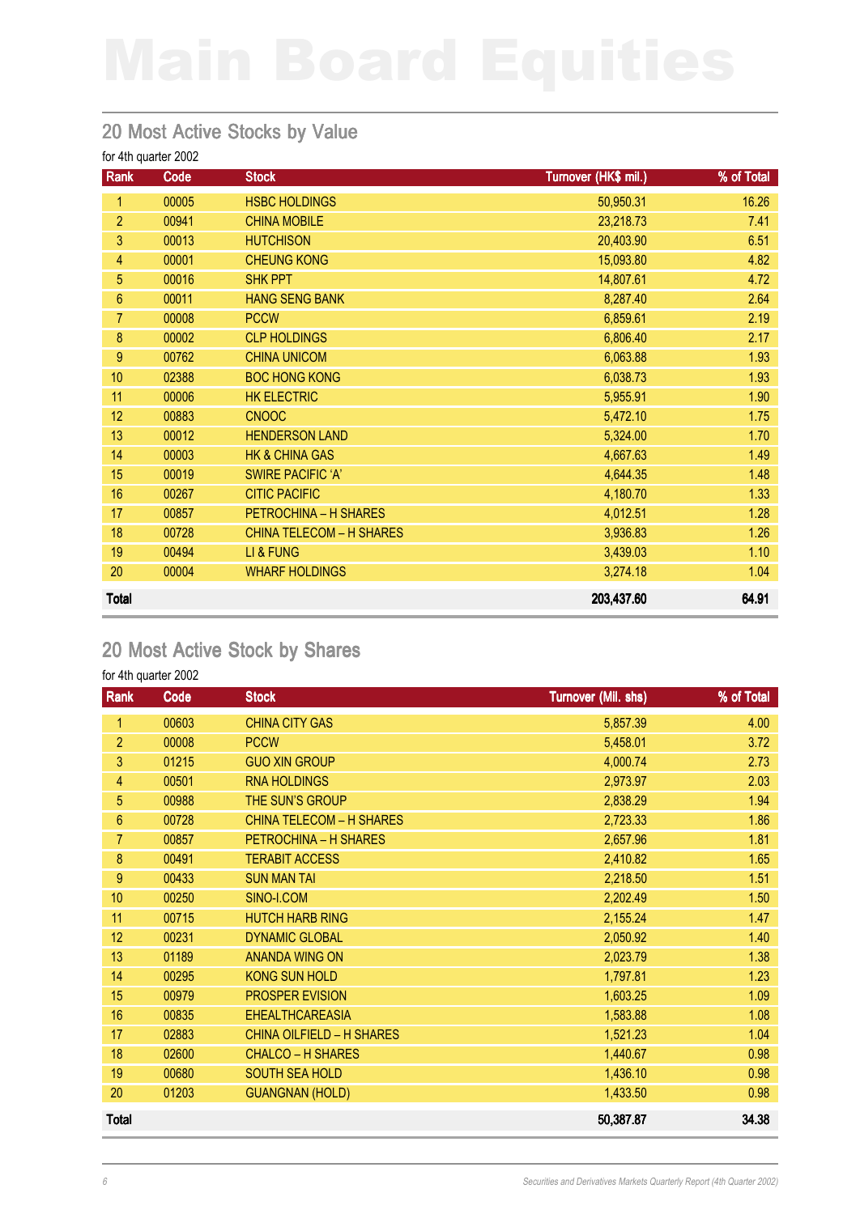# Main Board Equities

## 20 Most Active Stocks by Value

for 4th quarter 2002

| Rank | Code | Stock | Turnover (HK$ mil.) | % of Total |
|---|---|---|---|---|
| 1 | 00005 | HSBC HOLDINGS | 50,950.31 | 16.26 |
| 2 | 00941 | CHINA MOBILE | 23,218.73 | 7.41 |
| 3 | 00013 | HUTCHISON | 20,403.90 | 6.51 |
| 4 | 00001 | CHEUNG KONG | 15,093.80 | 4.82 |
| 5 | 00016 | SHK PPT | 14,807.61 | 4.72 |
| 6 | 00011 | HANG SENG BANK | 8,287.40 | 2.64 |
| 7 | 00008 | PCCW | 6,859.61 | 2.19 |
| 8 | 00002 | CLP HOLDINGS | 6,806.40 | 2.17 |
| 9 | 00762 | CHINA UNICOM | 6,063.88 | 1.93 |
| 10 | 02388 | BOC HONG KONG | 6,038.73 | 1.93 |
| 11 | 00006 | HK ELECTRIC | 5,955.91 | 1.90 |
| 12 | 00883 | CNOOC | 5,472.10 | 1.75 |
| 13 | 00012 | HENDERSON LAND | 5,324.00 | 1.70 |
| 14 | 00003 | HK & CHINA GAS | 4,667.63 | 1.49 |
| 15 | 00019 | SWIRE PACIFIC 'A' | 4,644.35 | 1.48 |
| 16 | 00267 | CITIC PACIFIC | 4,180.70 | 1.33 |
| 17 | 00857 | PETROCHINA – H SHARES | 4,012.51 | 1.28 |
| 18 | 00728 | CHINA TELECOM – H SHARES | 3,936.83 | 1.26 |
| 19 | 00494 | LI & FUNG | 3,439.03 | 1.10 |
| 20 | 00004 | WHARF HOLDINGS | 3,274.18 | 1.04 |
| **Total** | | | **203,437.60** | **64.91** |

## 20 Most Active Stock by Shares

for 4th quarter 2002

| Rank | Code | Stock | Turnover (Mil. shs) | % of Total |
|---|---|---|---|---|
| 1 | 00603 | CHINA CITY GAS | 5,857.39 | 4.00 |
| 2 | 00008 | PCCW | 5,458.01 | 3.72 |
| 3 | 01215 | GUO XIN GROUP | 4,000.74 | 2.73 |
| 4 | 00501 | RNA HOLDINGS | 2,973.97 | 2.03 |
| 5 | 00988 | THE SUN'S GROUP | 2,838.29 | 1.94 |
| 6 | 00728 | CHINA TELECOM – H SHARES | 2,723.33 | 1.86 |
| 7 | 00857 | PETROCHINA – H SHARES | 2,657.96 | 1.81 |
| 8 | 00491 | TERABIT ACCESS | 2,410.82 | 1.65 |
| 9 | 00433 | SUN MAN TAI | 2,218.50 | 1.51 |
| 10 | 00250 | SINO-I.COM | 2,202.49 | 1.50 |
| 11 | 00715 | HUTCH HARB RING | 2,155.24 | 1.47 |
| 12 | 00231 | DYNAMIC GLOBAL | 2,050.92 | 1.40 |
| 13 | 01189 | ANANDA WING ON | 2,023.79 | 1.38 |
| 14 | 00295 | KONG SUN HOLD | 1,797.81 | 1.23 |
| 15 | 00979 | PROSPER EVISION | 1,603.25 | 1.09 |
| 16 | 00835 | EHEALTHCAREASIA | 1,583.88 | 1.08 |
| 17 | 02883 | CHINA OILFIELD – H SHARES | 1,521.23 | 1.04 |
| 18 | 02600 | CHALCO – H SHARES | 1,440.67 | 0.98 |
| 19 | 00680 | SOUTH SEA HOLD | 1,436.10 | 0.98 |
| 20 | 01203 | GUANGNAN (HOLD) | 1,433.50 | 0.98 |
| **Total** | | | **50,387.87** | **34.38** |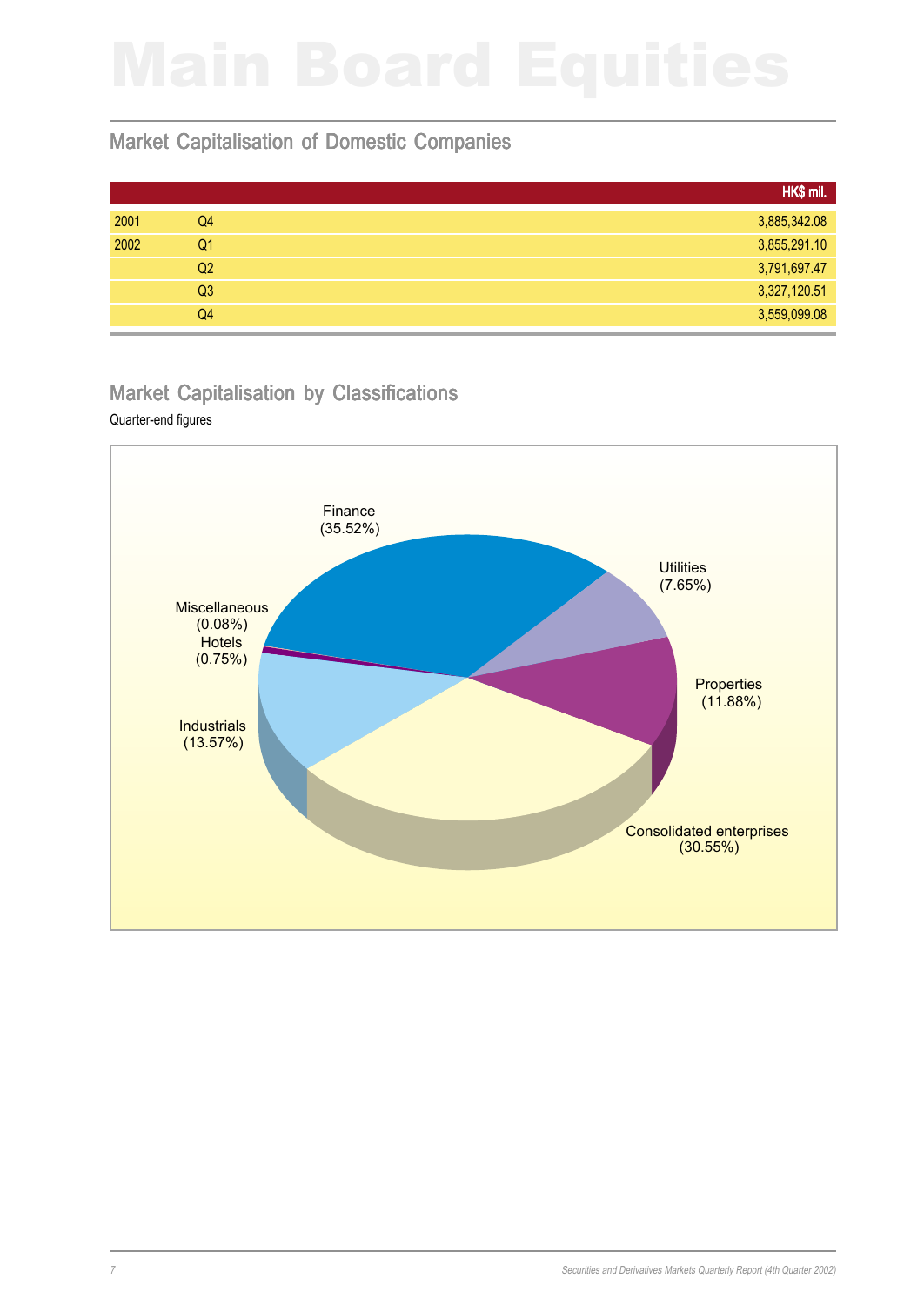# Main Board Equities

## Market Capitalisation of Domestic Companies

| | | HK$ mil. |
|---|---|---|
| 2001 | Q4 | 3,885,342.08 |
| 2002 | Q1 | 3,855,291.10 |
| | Q2 | 3,791,697.47 |
| | Q3 | 3,327,120.51 |
| | Q4 | 3,559,099.08 |

## Market Capitalisation by Classifications

Quarter-end figures

Finance (35.52%)

Utilities (7.65%)

Properties (11.88%)

Consolidated enterprises (30.55%)

Industrials (13.57%)

Hotels (0.75%)

Miscellaneous (0.08%)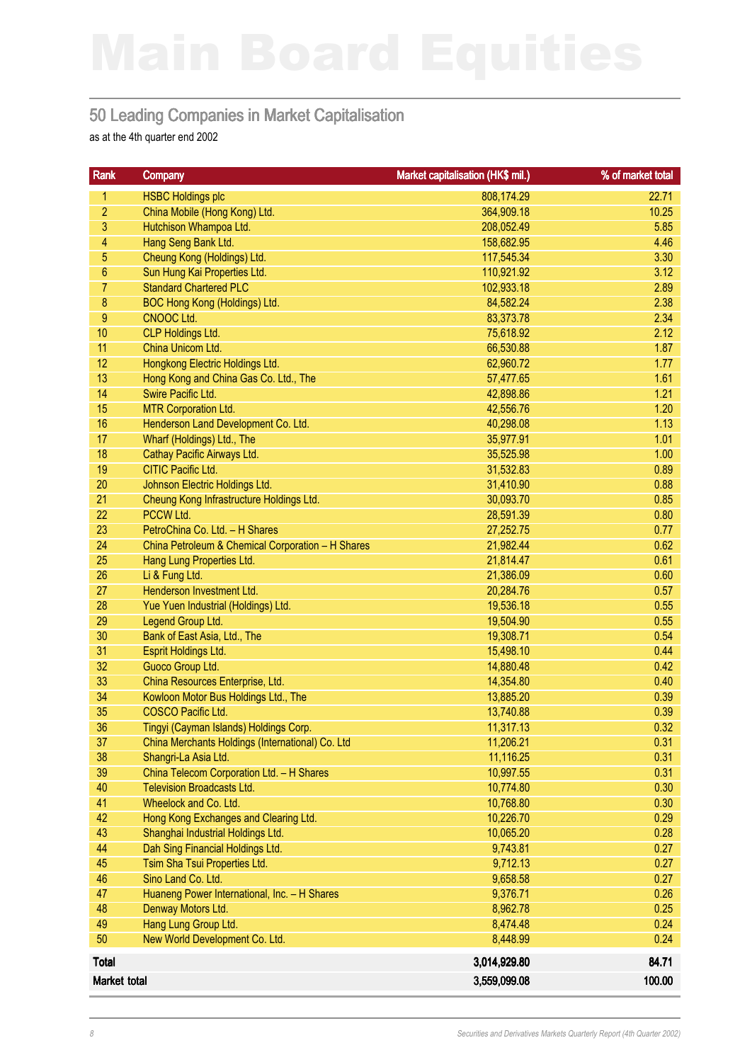# Main Board Equities

## 50 Leading Companies in Market Capitalisation

as at the 4th quarter end 2002

| Rank | Company | Market capitalisation (HK$ mil.) | % of market total |
|---|---|---|---|
| 1 | HSBC Holdings plc | 808,174.29 | 22.71 |
| 2 | China Mobile (Hong Kong) Ltd. | 364,909.18 | 10.25 |
| 3 | Hutchison Whampoa Ltd. | 208,052.49 | 5.85 |
| 4 | Hang Seng Bank Ltd. | 158,682.95 | 4.46 |
| 5 | Cheung Kong (Holdings) Ltd. | 117,545.34 | 3.30 |
| 6 | Sun Hung Kai Properties Ltd. | 110,921.92 | 3.12 |
| 7 | Standard Chartered PLC | 102,933.18 | 2.89 |
| 8 | BOC Hong Kong (Holdings) Ltd. | 84,582.24 | 2.38 |
| 9 | CNOOC Ltd. | 83,373.78 | 2.34 |
| 10 | CLP Holdings Ltd. | 75,618.92 | 2.12 |
| 11 | China Unicom Ltd. | 66,530.88 | 1.87 |
| 12 | Hongkong Electric Holdings Ltd. | 62,960.72 | 1.77 |
| 13 | Hong Kong and China Gas Co. Ltd., The | 57,477.65 | 1.61 |
| 14 | Swire Pacific Ltd. | 42,898.86 | 1.21 |
| 15 | MTR Corporation Ltd. | 42,556.76 | 1.20 |
| 16 | Henderson Land Development Co. Ltd. | 40,298.08 | 1.13 |
| 17 | Wharf (Holdings) Ltd., The | 35,977.91 | 1.01 |
| 18 | Cathay Pacific Airways Ltd. | 35,525.98 | 1.00 |
| 19 | CITIC Pacific Ltd. | 31,532.83 | 0.89 |
| 20 | Johnson Electric Holdings Ltd. | 31,410.90 | 0.88 |
| 21 | Cheung Kong Infrastructure Holdings Ltd. | 30,093.70 | 0.85 |
| 22 | PCCW Ltd. | 28,591.39 | 0.80 |
| 23 | PetroChina Co. Ltd. – H Shares | 27,252.75 | 0.77 |
| 24 | China Petroleum & Chemical Corporation – H Shares | 21,982.44 | 0.62 |
| 25 | Hang Lung Properties Ltd. | 21,814.47 | 0.61 |
| 26 | Li & Fung Ltd. | 21,386.09 | 0.60 |
| 27 | Henderson Investment Ltd. | 20,284.76 | 0.57 |
| 28 | Yue Yuen Industrial (Holdings) Ltd. | 19,536.18 | 0.55 |
| 29 | Legend Group Ltd. | 19,504.90 | 0.55 |
| 30 | Bank of East Asia, Ltd., The | 19,308.71 | 0.54 |
| 31 | Esprit Holdings Ltd. | 15,498.10 | 0.44 |
| 32 | Guoco Group Ltd. | 14,880.48 | 0.42 |
| 33 | China Resources Enterprise, Ltd. | 14,354.80 | 0.40 |
| 34 | Kowloon Motor Bus Holdings Ltd., The | 13,885.20 | 0.39 |
| 35 | COSCO Pacific Ltd. | 13,740.88 | 0.39 |
| 36 | Tingyi (Cayman Islands) Holdings Corp. | 11,317.13 | 0.32 |
| 37 | China Merchants Holdings (International) Co. Ltd | 11,206.21 | 0.31 |
| 38 | Shangri-La Asia Ltd. | 11,116.25 | 0.31 |
| 39 | China Telecom Corporation Ltd. – H Shares | 10,997.55 | 0.31 |
| 40 | Television Broadcasts Ltd. | 10,774.80 | 0.30 |
| 41 | Wheelock and Co. Ltd. | 10,768.80 | 0.30 |
| 42 | Hong Kong Exchanges and Clearing Ltd. | 10,226.70 | 0.29 |
| 43 | Shanghai Industrial Holdings Ltd. | 10,065.20 | 0.28 |
| 44 | Dah Sing Financial Holdings Ltd. | 9,743.81 | 0.27 |
| 45 | Tsim Sha Tsui Properties Ltd. | 9,712.13 | 0.27 |
| 46 | Sino Land Co. Ltd. | 9,658.58 | 0.27 |
| 47 | Huaneng Power International, Inc. – H Shares | 9,376.71 | 0.26 |
| 48 | Denway Motors Ltd. | 8,962.78 | 0.25 |
| 49 | Hang Lung Group Ltd. | 8,474.48 | 0.24 |
| 50 | New World Development Co. Ltd. | 8,448.99 | 0.24 |
| **Total** | | **3,014,929.80** | **84.71** |
| **Market total** | | **3,559,099.08** | **100.00** |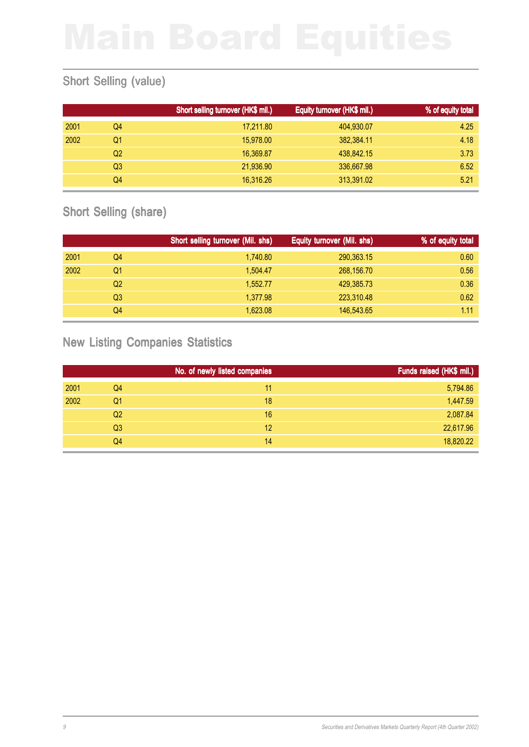# Main Board Equities

## Short Selling (value)

| | | Short selling turnover (HK$ mil.) | Equity turnover (HK$ mil.) | % of equity total |
|---|---|---|---|---|
| 2001 | Q4 | 17,211.80 | 404,930.07 | 4.25 |
| 2002 | Q1 | 15,978.00 | 382,384.11 | 4.18 |
| | Q2 | 16,369.87 | 438,842.15 | 3.73 |
| | Q3 | 21,936.90 | 336,667.98 | 6.52 |
| | Q4 | 16,316.26 | 313,391.02 | 5.21 |

## Short Selling (share)

| | | Short selling turnover (Mil. shs) | Equity turnover (Mil. shs) | % of equity total |
|---|---|---|---|---|
| 2001 | Q4 | 1,740.80 | 290,363.15 | 0.60 |
| 2002 | Q1 | 1,504.47 | 268,156.70 | 0.56 |
| | Q2 | 1,552.77 | 429,385.73 | 0.36 |
| | Q3 | 1,377.98 | 223,310.48 | 0.62 |
| | Q4 | 1,623.08 | 146,543.65 | 1.11 |

## New Listing Companies Statistics

| | | No. of newly listed companies | Funds raised (HK$ mil.) |
|---|---|---|---|
| 2001 | Q4 | 11 | 5,794.86 |
| 2002 | Q1 | 18 | 1,447.59 |
| | Q2 | 16 | 2,087.84 |
| | Q3 | 12 | 22,617.96 |
| | Q4 | 14 | 18,820.22 |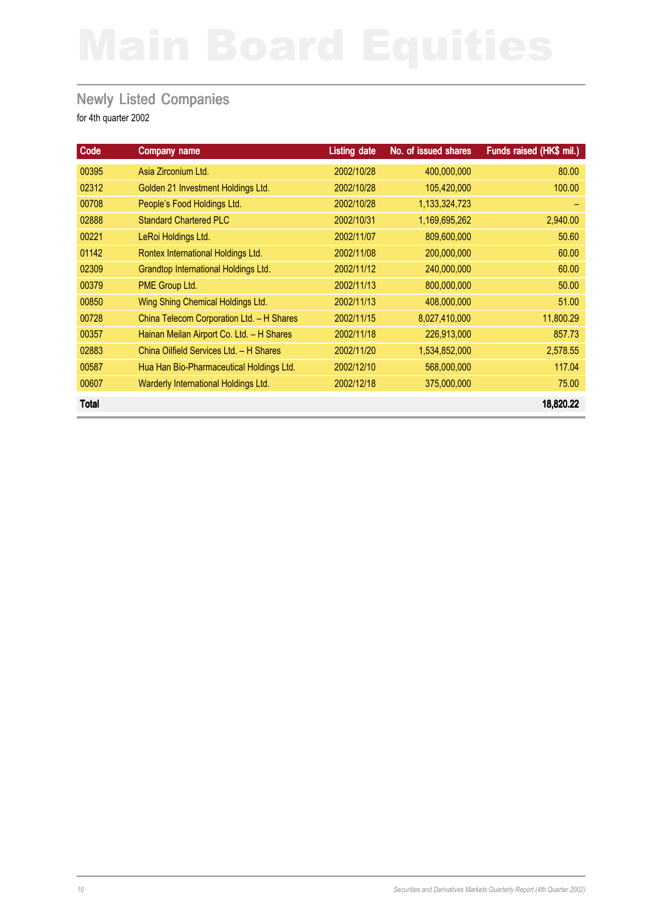# Main Board Equities

## Newly Listed Companies

for 4th quarter 2002

| Code | Company name | Listing date | No. of issued shares | Funds raised (HK$ mil.) |
|---|---|---|---|---|
| 00395 | Asia Zirconium Ltd. | 2002/10/28 | 400,000,000 | 80.00 |
| 02312 | Golden 21 Investment Holdings Ltd. | 2002/10/28 | 105,420,000 | 100.00 |
| 00708 | People's Food Holdings Ltd. | 2002/10/28 | 1,133,324,723 | – |
| 02888 | Standard Chartered PLC | 2002/10/31 | 1,169,695,262 | 2,940.00 |
| 00221 | LeRoi Holdings Ltd. | 2002/11/07 | 809,600,000 | 50.60 |
| 01142 | Rontex International Holdings Ltd. | 2002/11/08 | 200,000,000 | 60.00 |
| 02309 | Grandtop International Holdings Ltd. | 2002/11/12 | 240,000,000 | 60.00 |
| 00379 | PME Group Ltd. | 2002/11/13 | 800,000,000 | 50.00 |
| 00850 | Wing Shing Chemical Holdings Ltd. | 2002/11/13 | 408,000,000 | 51.00 |
| 00728 | China Telecom Corporation Ltd. – H Shares | 2002/11/15 | 8,027,410,000 | 11,800.29 |
| 00357 | Hainan Meilan Airport Co. Ltd. – H Shares | 2002/11/18 | 226,913,000 | 857.73 |
| 02883 | China Oilfield Services Ltd. – H Shares | 2002/11/20 | 1,534,852,000 | 2,578.55 |
| 00587 | Hua Han Bio-Pharmaceutical Holdings Ltd. | 2002/12/10 | 568,000,000 | 117.04 |
| 00607 | Warderly International Holdings Ltd. | 2002/12/18 | 375,000,000 | 75.00 |
| **Total** | | | | **18,820.22** |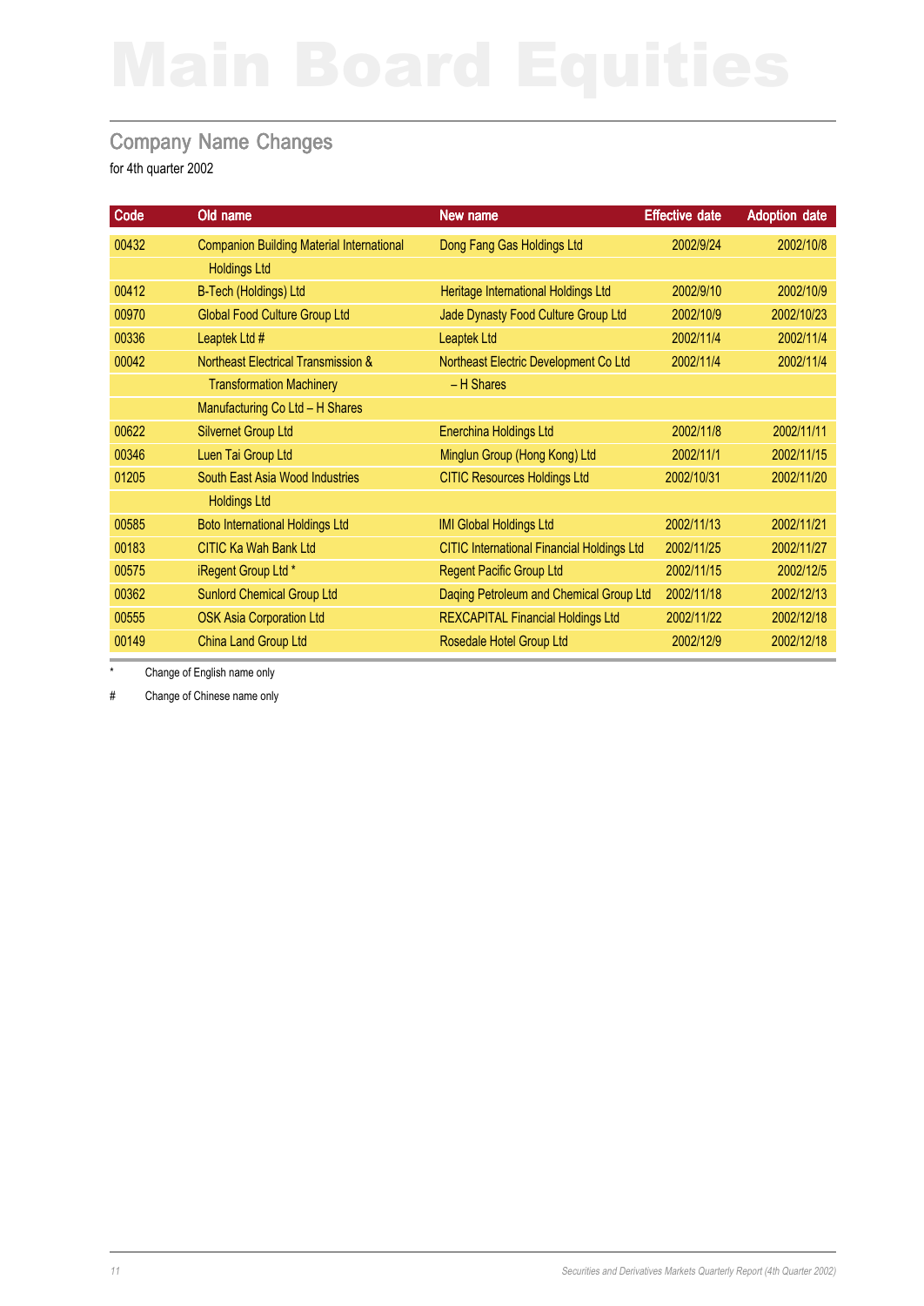# Main Board Equities

## Company Name Changes

for 4th quarter 2002

| Code | Old name | New name | Effective date | Adoption date |
|---|---|---|---|---|
| 00432 | Companion Building Material International Holdings Ltd | Dong Fang Gas Holdings Ltd | 2002/9/24 | 2002/10/8 |
| 00412 | B-Tech (Holdings) Ltd | Heritage International Holdings Ltd | 2002/9/10 | 2002/10/9 |
| 00970 | Global Food Culture Group Ltd | Jade Dynasty Food Culture Group Ltd | 2002/10/9 | 2002/10/23 |
| 00336 | Leaptek Ltd # | Leaptek Ltd | 2002/11/4 | 2002/11/4 |
| 00042 | Northeast Electrical Transmission & Transformation Machinery Manufacturing Co Ltd – H Shares | Northeast Electric Development Co Ltd – H Shares | 2002/11/4 | 2002/11/4 |
| 00622 | Silvernet Group Ltd | Enerchina Holdings Ltd | 2002/11/8 | 2002/11/11 |
| 00346 | Luen Tai Group Ltd | Minglun Group (Hong Kong) Ltd | 2002/11/1 | 2002/11/15 |
| 01205 | South East Asia Wood Industries Holdings Ltd | CITIC Resources Holdings Ltd | 2002/10/31 | 2002/11/20 |
| 00585 | Boto International Holdings Ltd | IMI Global Holdings Ltd | 2002/11/13 | 2002/11/21 |
| 00183 | CITIC Ka Wah Bank Ltd | CITIC International Financial Holdings Ltd | 2002/11/25 | 2002/11/27 |
| 00575 | iRegent Group Ltd * | Regent Pacific Group Ltd | 2002/11/15 | 2002/12/5 |
| 00362 | Sunlord Chemical Group Ltd | Daqing Petroleum and Chemical Group Ltd | 2002/11/18 | 2002/12/13 |
| 00555 | OSK Asia Corporation Ltd | REXCAPITAL Financial Holdings Ltd | 2002/11/22 | 2002/12/18 |
| 00149 | China Land Group Ltd | Rosedale Hotel Group Ltd | 2002/12/9 | 2002/12/18 |

\* Change of English name only

\# Change of Chinese name only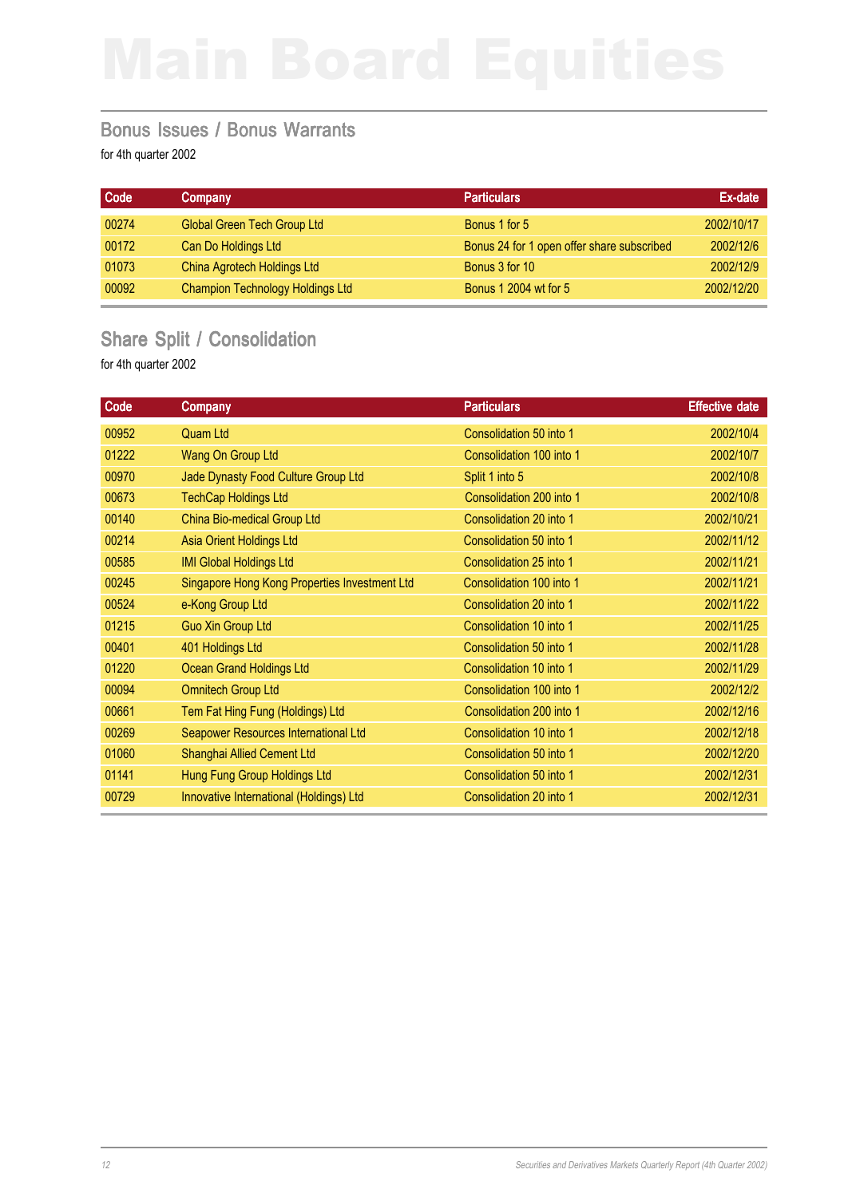# Main Board Equities

## Bonus Issues / Bonus Warrants

for 4th quarter 2002

| Code | Company | Particulars | Ex-date |
|---|---|---|---|
| 00274 | Global Green Tech Group Ltd | Bonus 1 for 5 | 2002/10/17 |
| 00172 | Can Do Holdings Ltd | Bonus 24 for 1 open offer share subscribed | 2002/12/6 |
| 01073 | China Agrotech Holdings Ltd | Bonus 3 for 10 | 2002/12/9 |
| 00092 | Champion Technology Holdings Ltd | Bonus 1 2004 wt for 5 | 2002/12/20 |

## Share Split / Consolidation

for 4th quarter 2002

| Code | Company | Particulars | Effective date |
|---|---|---|---|
| 00952 | Quam Ltd | Consolidation 50 into 1 | 2002/10/4 |
| 01222 | Wang On Group Ltd | Consolidation 100 into 1 | 2002/10/7 |
| 00970 | Jade Dynasty Food Culture Group Ltd | Split 1 into 5 | 2002/10/8 |
| 00673 | TechCap Holdings Ltd | Consolidation 200 into 1 | 2002/10/8 |
| 00140 | China Bio-medical Group Ltd | Consolidation 20 into 1 | 2002/10/21 |
| 00214 | Asia Orient Holdings Ltd | Consolidation 50 into 1 | 2002/11/12 |
| 00585 | IMI Global Holdings Ltd | Consolidation 25 into 1 | 2002/11/21 |
| 00245 | Singapore Hong Kong Properties Investment Ltd | Consolidation 100 into 1 | 2002/11/21 |
| 00524 | e-Kong Group Ltd | Consolidation 20 into 1 | 2002/11/22 |
| 01215 | Guo Xin Group Ltd | Consolidation 10 into 1 | 2002/11/25 |
| 00401 | 401 Holdings Ltd | Consolidation 50 into 1 | 2002/11/28 |
| 01220 | Ocean Grand Holdings Ltd | Consolidation 10 into 1 | 2002/11/29 |
| 00094 | Omnitech Group Ltd | Consolidation 100 into 1 | 2002/12/2 |
| 00661 | Tem Fat Hing Fung (Holdings) Ltd | Consolidation 200 into 1 | 2002/12/16 |
| 00269 | Seapower Resources International Ltd | Consolidation 10 into 1 | 2002/12/18 |
| 01060 | Shanghai Allied Cement Ltd | Consolidation 50 into 1 | 2002/12/20 |
| 01141 | Hung Fung Group Holdings Ltd | Consolidation 50 into 1 | 2002/12/31 |
| 00729 | Innovative International (Holdings) Ltd | Consolidation 20 into 1 | 2002/12/31 |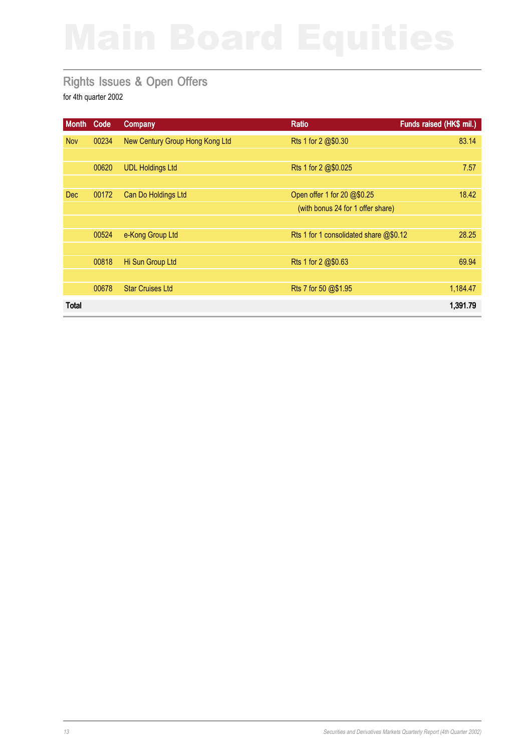# Main Board Equities

## Rights Issues & Open Offers

for 4th quarter 2002

| Month | Code | Company | Ratio | Funds raised (HK$ mil.) |
|---|---|---|---|---|
| Nov | 00234 | New Century Group Hong Kong Ltd | Rts 1 for 2 @$0.30 | 83.14 |
| | 00620 | UDL Holdings Ltd | Rts 1 for 2 @$0.025 | 7.57 |
| Dec | 00172 | Can Do Holdings Ltd | Open offer 1 for 20 @$0.25 (with bonus 24 for 1 offer share) | 18.42 |
| | 00524 | e-Kong Group Ltd | Rts 1 for 1 consolidated share @$0.12 | 28.25 |
| | 00818 | Hi Sun Group Ltd | Rts 1 for 2 @$0.63 | 69.94 |
| | 00678 | Star Cruises Ltd | Rts 7 for 50 @$1.95 | 1,184.47 |
| **Total** | | | | **1,391.79** |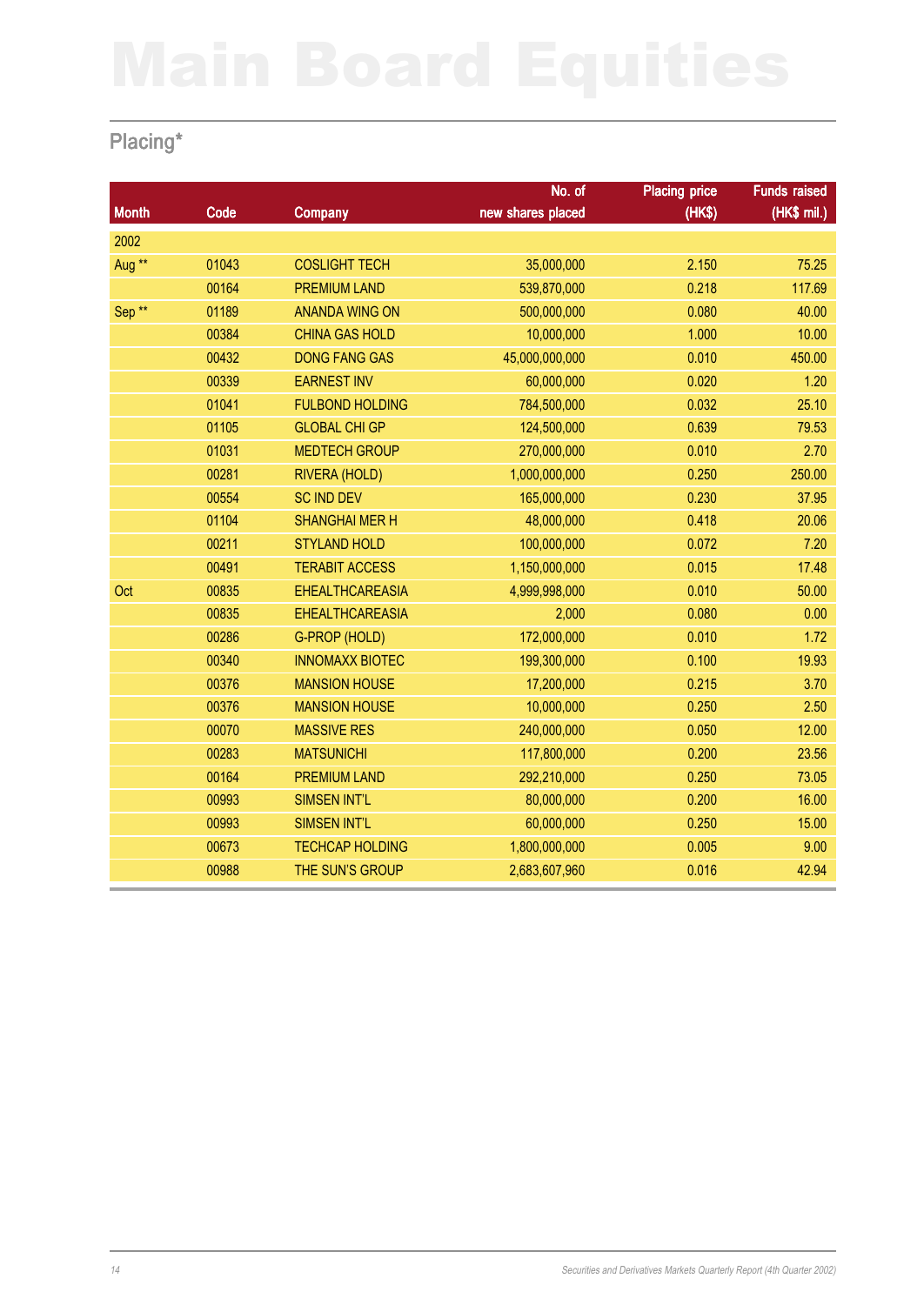# Main Board Equities

## Placing*

| Month | Code | Company | No. of new shares placed | Placing price (HK$) | Funds raised (HK$ mil.) |
|---|---|---|---|---|---|
| 2002 | | | | | |
| Aug ** | 01043 | COSLIGHT TECH | 35,000,000 | 2.150 | 75.25 |
| | 00164 | PREMIUM LAND | 539,870,000 | 0.218 | 117.69 |
| Sep ** | 01189 | ANANDA WING ON | 500,000,000 | 0.080 | 40.00 |
| | 00384 | CHINA GAS HOLD | 10,000,000 | 1.000 | 10.00 |
| | 00432 | DONG FANG GAS | 45,000,000,000 | 0.010 | 450.00 |
| | 00339 | EARNEST INV | 60,000,000 | 0.020 | 1.20 |
| | 01041 | FULBOND HOLDING | 784,500,000 | 0.032 | 25.10 |
| | 01105 | GLOBAL CHI GP | 124,500,000 | 0.639 | 79.53 |
| | 01031 | MEDTECH GROUP | 270,000,000 | 0.010 | 2.70 |
| | 00281 | RIVERA (HOLD) | 1,000,000,000 | 0.250 | 250.00 |
| | 00554 | SC IND DEV | 165,000,000 | 0.230 | 37.95 |
| | 01104 | SHANGHAI MER H | 48,000,000 | 0.418 | 20.06 |
| | 00211 | STYLAND HOLD | 100,000,000 | 0.072 | 7.20 |
| | 00491 | TERABIT ACCESS | 1,150,000,000 | 0.015 | 17.48 |
| Oct | 00835 | EHEALTHCAREASIA | 4,999,998,000 | 0.010 | 50.00 |
| | 00835 | EHEALTHCAREASIA | 2,000 | 0.080 | 0.00 |
| | 00286 | G-PROP (HOLD) | 172,000,000 | 0.010 | 1.72 |
| | 00340 | INNOMAXX BIOTEC | 199,300,000 | 0.100 | 19.93 |
| | 00376 | MANSION HOUSE | 17,200,000 | 0.215 | 3.70 |
| | 00376 | MANSION HOUSE | 10,000,000 | 0.250 | 2.50 |
| | 00070 | MASSIVE RES | 240,000,000 | 0.050 | 12.00 |
| | 00283 | MATSUNICHI | 117,800,000 | 0.200 | 23.56 |
| | 00164 | PREMIUM LAND | 292,210,000 | 0.250 | 73.05 |
| | 00993 | SIMSEN INT'L | 80,000,000 | 0.200 | 16.00 |
| | 00993 | SIMSEN INT'L | 60,000,000 | 0.250 | 15.00 |
| | 00673 | TECHCAP HOLDING | 1,800,000,000 | 0.005 | 9.00 |
| | 00988 | THE SUN'S GROUP | 2,683,607,960 | 0.016 | 42.94 |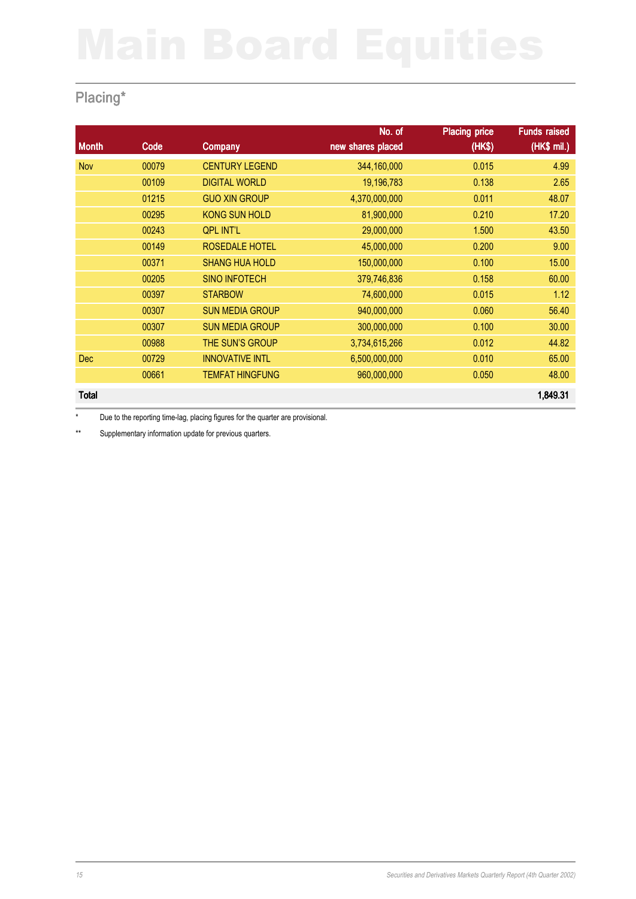# Main Board Equities

## Placing*

| Month | Code | Company | No. of new shares placed | Placing price (HK$) | Funds raised (HK$ mil.) |
|---|---|---|---|---|---|
| Nov | 00079 | CENTURY LEGEND | 344,160,000 | 0.015 | 4.99 |
| | 00109 | DIGITAL WORLD | 19,196,783 | 0.138 | 2.65 |
| | 01215 | GUO XIN GROUP | 4,370,000,000 | 0.011 | 48.07 |
| | 00295 | KONG SUN HOLD | 81,900,000 | 0.210 | 17.20 |
| | 00243 | QPL INT'L | 29,000,000 | 1.500 | 43.50 |
| | 00149 | ROSEDALE HOTEL | 45,000,000 | 0.200 | 9.00 |
| | 00371 | SHANG HUA HOLD | 150,000,000 | 0.100 | 15.00 |
| | 00205 | SINO INFOTECH | 379,746,836 | 0.158 | 60.00 |
| | 00397 | STARBOW | 74,600,000 | 0.015 | 1.12 |
| | 00307 | SUN MEDIA GROUP | 940,000,000 | 0.060 | 56.40 |
| | 00307 | SUN MEDIA GROUP | 300,000,000 | 0.100 | 30.00 |
| | 00988 | THE SUN'S GROUP | 3,734,615,266 | 0.012 | 44.82 |
| Dec | 00729 | INNOVATIVE INTL | 6,500,000,000 | 0.010 | 65.00 |
| | 00661 | TEMFAT HINGFUNG | 960,000,000 | 0.050 | 48.00 |
| **Total** | | | | | **1,849.31** |

\* Due to the reporting time-lag, placing figures for the quarter are provisional.

\** Supplementary information update for previous quarters.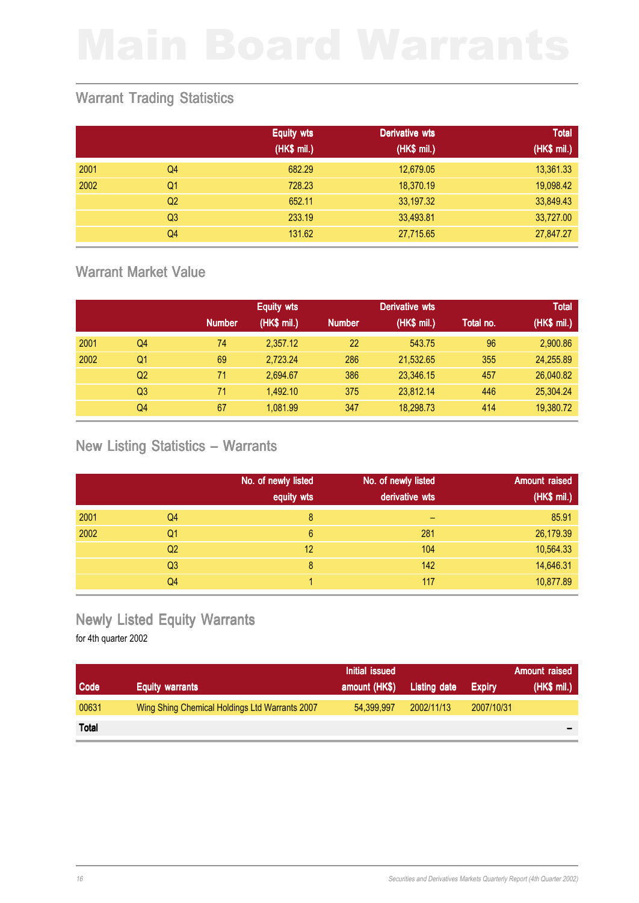# Main Board Warrants

## Warrant Trading Statistics

| | | Equity wts (HK$ mil.) | Derivative wts (HK$ mil.) | Total (HK$ mil.) |
|---|---|---|---|---|
| 2001 | Q4 | 682.29 | 12,679.05 | 13,361.33 |
| 2002 | Q1 | 728.23 | 18,370.19 | 19,098.42 |
| | Q2 | 652.11 | 33,197.32 | 33,849.43 |
| | Q3 | 233.19 | 33,493.81 | 33,727.00 |
| | Q4 | 131.62 | 27,715.65 | 27,847.27 |

## Warrant Market Value

| | | Equity wts | | Derivative wts | | Total | |
|---|---|---|---|---|---|---|---|
| | | Number | (HK$ mil.) | Number | (HK$ mil.) | Total no. | (HK$ mil.) |
| 2001 | Q4 | 74 | 2,357.12 | 22 | 543.75 | 96 | 2,900.86 |
| 2002 | Q1 | 69 | 2,723.24 | 286 | 21,532.65 | 355 | 24,255.89 |
| | Q2 | 71 | 2,694.67 | 386 | 23,346.15 | 457 | 26,040.82 |
| | Q3 | 71 | 1,492.10 | 375 | 23,812.14 | 446 | 25,304.24 |
| | Q4 | 67 | 1,081.99 | 347 | 18,298.73 | 414 | 19,380.72 |

## New Listing Statistics – Warrants

| | | No. of newly listed equity wts | No. of newly listed derivative wts | Amount raised (HK$ mil.) |
|---|---|---|---|---|
| 2001 | Q4 | 8 | – | 85.91 |
| 2002 | Q1 | 6 | 281 | 26,179.39 |
| | Q2 | 12 | 104 | 10,564.33 |
| | Q3 | 8 | 142 | 14,646.31 |
| | Q4 | 1 | 117 | 10,877.89 |

## Newly Listed Equity Warrants

for 4th quarter 2002

| Code | Equity warrants | Initial issued amount (HK$) | Listing date | Expiry | Amount raised (HK$ mil.) |
|---|---|---|---|---|---|
| 00631 | Wing Shing Chemical Holdings Ltd Warrants 2007 | 54,399,997 | 2002/11/13 | 2007/10/31 | |
| **Total** | | | | | – |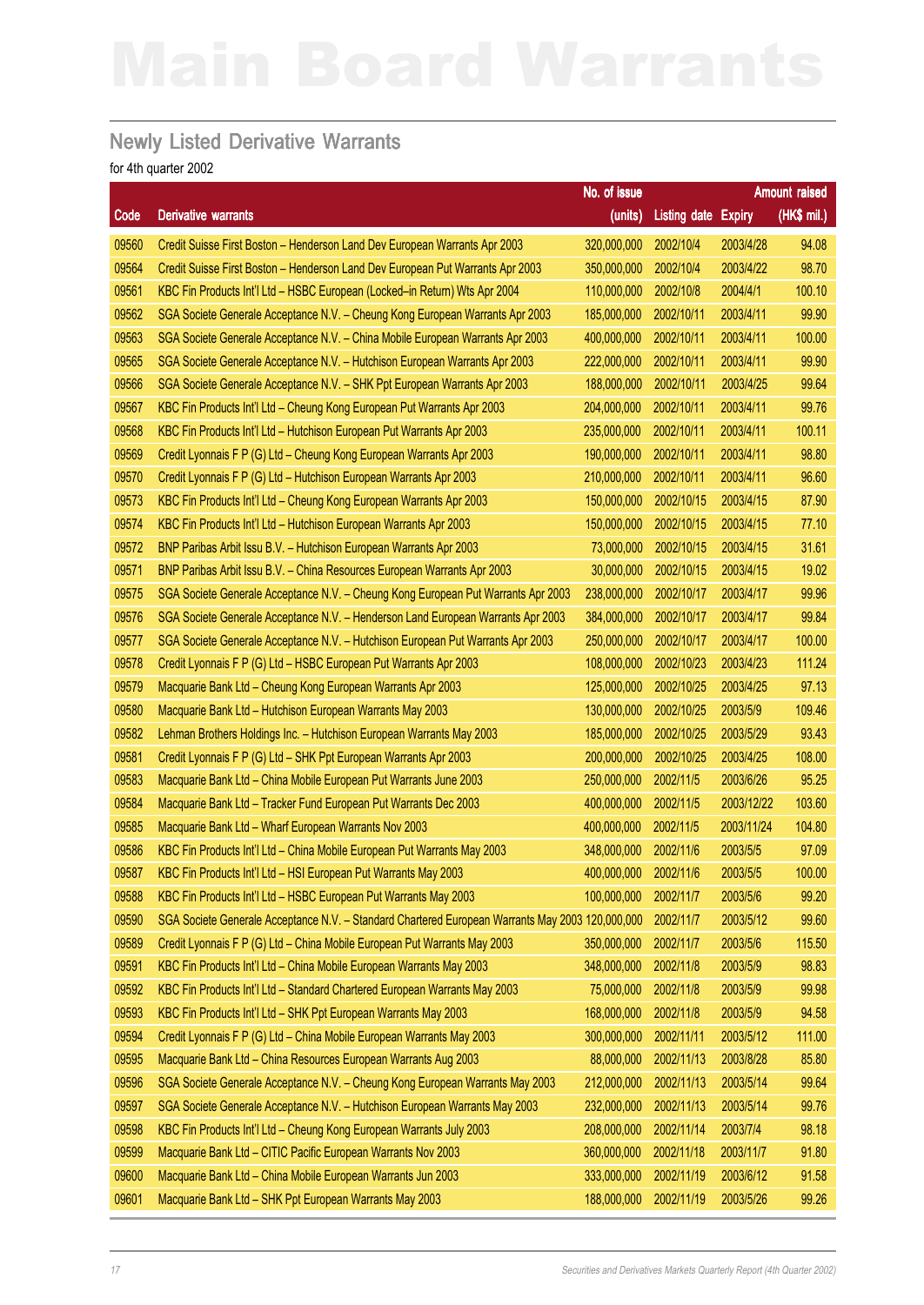# Main Board Warrants

## Newly Listed Derivative Warrants

for 4th quarter 2002

| Code | Derivative warrants | No. of issue (units) | Listing date | Expiry | Amount raised (HK$ mil.) |
|---|---|---|---|---|---|
| 09560 | Credit Suisse First Boston – Henderson Land Dev European Warrants Apr 2003 | 320,000,000 | 2002/10/4 | 2003/4/28 | 94.08 |
| 09564 | Credit Suisse First Boston – Henderson Land Dev European Put Warrants Apr 2003 | 350,000,000 | 2002/10/4 | 2003/4/22 | 98.70 |
| 09561 | KBC Fin Products Int'l Ltd – HSBC European (Locked–in Return) Wts Apr 2004 | 110,000,000 | 2002/10/8 | 2004/4/1 | 100.10 |
| 09562 | SGA Societe Generale Acceptance N.V. – Cheung Kong European Warrants Apr 2003 | 185,000,000 | 2002/10/11 | 2003/4/11 | 99.90 |
| 09563 | SGA Societe Generale Acceptance N.V. – China Mobile European Warrants Apr 2003 | 400,000,000 | 2002/10/11 | 2003/4/11 | 100.00 |
| 09565 | SGA Societe Generale Acceptance N.V. – Hutchison European Warrants Apr 2003 | 222,000,000 | 2002/10/11 | 2003/4/11 | 99.90 |
| 09566 | SGA Societe Generale Acceptance N.V. – SHK Ppt European Warrants Apr 2003 | 188,000,000 | 2002/10/11 | 2003/4/25 | 99.64 |
| 09567 | KBC Fin Products Int'l Ltd – Cheung Kong European Put Warrants Apr 2003 | 204,000,000 | 2002/10/11 | 2003/4/11 | 99.76 |
| 09568 | KBC Fin Products Int'l Ltd – Hutchison European Put Warrants Apr 2003 | 235,000,000 | 2002/10/11 | 2003/4/11 | 100.11 |
| 09569 | Credit Lyonnais F P (G) Ltd – Cheung Kong European Warrants Apr 2003 | 190,000,000 | 2002/10/11 | 2003/4/11 | 98.80 |
| 09570 | Credit Lyonnais F P (G) Ltd – Hutchison European Warrants Apr 2003 | 210,000,000 | 2002/10/11 | 2003/4/11 | 96.60 |
| 09573 | KBC Fin Products Int'l Ltd – Cheung Kong European Warrants Apr 2003 | 150,000,000 | 2002/10/15 | 2003/4/15 | 87.90 |
| 09574 | KBC Fin Products Int'l Ltd – Hutchison European Warrants Apr 2003 | 150,000,000 | 2002/10/15 | 2003/4/15 | 77.10 |
| 09572 | BNP Paribas Arbit Issu B.V. – Hutchison European Warrants Apr 2003 | 73,000,000 | 2002/10/15 | 2003/4/15 | 31.61 |
| 09571 | BNP Paribas Arbit Issu B.V. – China Resources European Warrants Apr 2003 | 30,000,000 | 2002/10/15 | 2003/4/15 | 19.02 |
| 09575 | SGA Societe Generale Acceptance N.V. – Cheung Kong European Put Warrants Apr 2003 | 238,000,000 | 2002/10/17 | 2003/4/17 | 99.96 |
| 09576 | SGA Societe Generale Acceptance N.V. – Henderson Land European Warrants Apr 2003 | 384,000,000 | 2002/10/17 | 2003/4/17 | 99.84 |
| 09577 | SGA Societe Generale Acceptance N.V. – Hutchison European Put Warrants Apr 2003 | 250,000,000 | 2002/10/17 | 2003/4/17 | 100.00 |
| 09578 | Credit Lyonnais F P (G) Ltd – HSBC European Put Warrants Apr 2003 | 108,000,000 | 2002/10/23 | 2003/4/23 | 111.24 |
| 09579 | Macquarie Bank Ltd – Cheung Kong European Warrants Apr 2003 | 125,000,000 | 2002/10/25 | 2003/4/25 | 97.13 |
| 09580 | Macquarie Bank Ltd – Hutchison European Warrants May 2003 | 130,000,000 | 2002/10/25 | 2003/5/9 | 109.46 |
| 09582 | Lehman Brothers Holdings Inc. – Hutchison European Warrants May 2003 | 185,000,000 | 2002/10/25 | 2003/5/29 | 93.43 |
| 09581 | Credit Lyonnais F P (G) Ltd – SHK Ppt European Warrants Apr 2003 | 200,000,000 | 2002/10/25 | 2003/4/25 | 108.00 |
| 09583 | Macquarie Bank Ltd – China Mobile European Put Warrants June 2003 | 250,000,000 | 2002/11/5 | 2003/6/26 | 95.25 |
| 09584 | Macquarie Bank Ltd – Tracker Fund European Put Warrants Dec 2003 | 400,000,000 | 2002/11/5 | 2003/12/22 | 103.60 |
| 09585 | Macquarie Bank Ltd – Wharf European Warrants Nov 2003 | 400,000,000 | 2002/11/5 | 2003/11/24 | 104.80 |
| 09586 | KBC Fin Products Int'l Ltd – China Mobile European Put Warrants May 2003 | 348,000,000 | 2002/11/6 | 2003/5/5 | 97.09 |
| 09587 | KBC Fin Products Int'l Ltd – HSI European Put Warrants May 2003 | 400,000,000 | 2002/11/6 | 2003/5/5 | 100.00 |
| 09588 | KBC Fin Products Int'l Ltd – HSBC European Put Warrants May 2003 | 100,000,000 | 2002/11/7 | 2003/5/6 | 99.20 |
| 09590 | SGA Societe Generale Acceptance N.V. – Standard Chartered European Warrants May 2003 | 120,000,000 | 2002/11/7 | 2003/5/12 | 99.60 |
| 09589 | Credit Lyonnais F P (G) Ltd – China Mobile European Put Warrants May 2003 | 350,000,000 | 2002/11/7 | 2003/5/6 | 115.50 |
| 09591 | KBC Fin Products Int'l Ltd – China Mobile European Warrants May 2003 | 348,000,000 | 2002/11/8 | 2003/5/9 | 98.83 |
| 09592 | KBC Fin Products Int'l Ltd – Standard Chartered European Warrants May 2003 | 75,000,000 | 2002/11/8 | 2003/5/9 | 99.98 |
| 09593 | KBC Fin Products Int'l Ltd – SHK Ppt European Warrants May 2003 | 168,000,000 | 2002/11/8 | 2003/5/9 | 94.58 |
| 09594 | Credit Lyonnais F P (G) Ltd – China Mobile European Warrants May 2003 | 300,000,000 | 2002/11/11 | 2003/5/12 | 111.00 |
| 09595 | Macquarie Bank Ltd – China Resources European Warrants Aug 2003 | 88,000,000 | 2002/11/13 | 2003/8/28 | 85.80 |
| 09596 | SGA Societe Generale Acceptance N.V. – Cheung Kong European Warrants May 2003 | 212,000,000 | 2002/11/13 | 2003/5/14 | 99.64 |
| 09597 | SGA Societe Generale Acceptance N.V. – Hutchison European Warrants May 2003 | 232,000,000 | 2002/11/13 | 2003/5/14 | 99.76 |
| 09598 | KBC Fin Products Int'l Ltd – Cheung Kong European Warrants July 2003 | 208,000,000 | 2002/11/14 | 2003/7/4 | 98.18 |
| 09599 | Macquarie Bank Ltd – CITIC Pacific European Warrants Nov 2003 | 360,000,000 | 2002/11/18 | 2003/11/7 | 91.80 |
| 09600 | Macquarie Bank Ltd – China Mobile European Warrants Jun 2003 | 333,000,000 | 2002/11/19 | 2003/6/12 | 91.58 |
| 09601 | Macquarie Bank Ltd – SHK Ppt European Warrants May 2003 | 188,000,000 | 2002/11/19 | 2003/5/26 | 99.26 |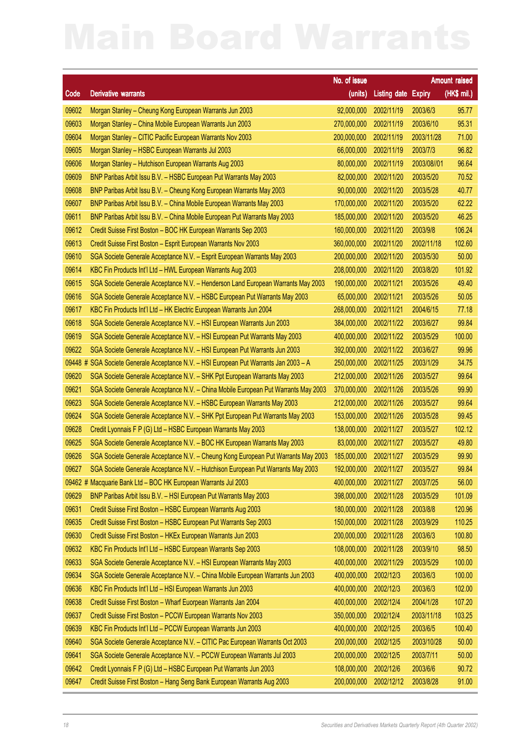# Main Board Warrants

| Code | Derivative warrants | No. of issue (units) | Listing date | Expiry | Amount raised (HK$ mil.) |
|---|---|---|---|---|---|
| 09602 | Morgan Stanley – Cheung Kong European Warrants Jun 2003 | 92,000,000 | 2002/11/19 | 2003/6/3 | 95.77 |
| 09603 | Morgan Stanley – China Mobile European Warrants Jun 2003 | 270,000,000 | 2002/11/19 | 2003/6/10 | 95.31 |
| 09604 | Morgan Stanley – CITIC Pacific European Warrants Nov 2003 | 200,000,000 | 2002/11/19 | 2003/11/28 | 71.00 |
| 09605 | Morgan Stanley – HSBC European Warrants Jul 2003 | 66,000,000 | 2002/11/19 | 2003/7/3 | 96.82 |
| 09606 | Morgan Stanley – Hutchison European Warrants Aug 2003 | 80,000,000 | 2002/11/19 | 2003/08//01 | 96.64 |
| 09609 | BNP Paribas Arbit Issu B.V. – HSBC European Put Warrants May 2003 | 82,000,000 | 2002/11/20 | 2003/5/20 | 70.52 |
| 09608 | BNP Paribas Arbit Issu B.V. – Cheung Kong European Warrants May 2003 | 90,000,000 | 2002/11/20 | 2003/5/28 | 40.77 |
| 09607 | BNP Paribas Arbit Issu B.V. – China Mobile European Warrants May 2003 | 170,000,000 | 2002/11/20 | 2003/5/20 | 62.22 |
| 09611 | BNP Paribas Arbit Issu B.V. – China Mobile European Put Warrants May 2003 | 185,000,000 | 2002/11/20 | 2003/5/20 | 46.25 |
| 09612 | Credit Suisse First Boston – BOC HK European Warrants Sep 2003 | 160,000,000 | 2002/11/20 | 2003/9/8 | 106.24 |
| 09613 | Credit Suisse First Boston – Esprit European Warrants Nov 2003 | 360,000,000 | 2002/11/20 | 2002/11/18 | 102.60 |
| 09610 | SGA Societe Generale Acceptance N.V. – Esprit European Warrants May 2003 | 200,000,000 | 2002/11/20 | 2003/5/30 | 50.00 |
| 09614 | KBC Fin Products Int'l Ltd – HWL European Warrants Aug 2003 | 208,000,000 | 2002/11/20 | 2003/8/20 | 101.92 |
| 09615 | SGA Societe Generale Acceptance N.V. – Henderson Land European Warrants May 2003 | 190,000,000 | 2002/11/21 | 2003/5/26 | 49.40 |
| 09616 | SGA Societe Generale Acceptance N.V. – HSBC European Put Warrants May 2003 | 65,000,000 | 2002/11/21 | 2003/5/26 | 50.05 |
| 09617 | KBC Fin Products Int'l Ltd – HK Electric European Warrants Jun 2004 | 268,000,000 | 2002/11/21 | 2004/6/15 | 77.18 |
| 09618 | SGA Societe Generale Acceptance N.V. – HSI European Warrants Jun 2003 | 384,000,000 | 2002/11/22 | 2003/6/27 | 99.84 |
| 09619 | SGA Societe Generale Acceptance N.V. – HSI European Put Warrants May 2003 | 400,000,000 | 2002/11/22 | 2003/5/29 | 100.00 |
| 09622 | SGA Societe Generale Acceptance N.V. – HSI European Put Warrants Jun 2003 | 392,000,000 | 2002/11/22 | 2003/6/27 | 99.96 |
| 09448 # | SGA Societe Generale Acceptance N.V. – HSI European Put Warrants Jan 2003 – A | 250,000,000 | 2002/11/25 | 2003/1/29 | 34.75 |
| 09620 | SGA Societe Generale Acceptance N.V. – SHK Ppt European Warrants May 2003 | 212,000,000 | 2002/11/26 | 2003/5/27 | 99.64 |
| 09621 | SGA Societe Generale Acceptance N.V. – China Mobile European Put Warrants May 2003 | 370,000,000 | 2002/11/26 | 2003/5/26 | 99.90 |
| 09623 | SGA Societe Generale Acceptance N.V. – HSBC European Warrants May 2003 | 212,000,000 | 2002/11/26 | 2003/5/27 | 99.64 |
| 09624 | SGA Societe Generale Acceptance N.V. – SHK Ppt European Put Warrants May 2003 | 153,000,000 | 2002/11/26 | 2003/5/28 | 99.45 |
| 09628 | Credit Lyonnais F P (G) Ltd – HSBC European Warrants May 2003 | 138,000,000 | 2002/11/27 | 2003/5/27 | 102.12 |
| 09625 | SGA Societe Generale Acceptance N.V. – BOC HK European Warrants May 2003 | 83,000,000 | 2002/11/27 | 2003/5/27 | 49.80 |
| 09626 | SGA Societe Generale Acceptance N.V. – Cheung Kong European Put Warrants May 2003 | 185,000,000 | 2002/11/27 | 2003/5/29 | 99.90 |
| 09627 | SGA Societe Generale Acceptance N.V. – Hutchison European Put Warrants May 2003 | 192,000,000 | 2002/11/27 | 2003/5/27 | 99.84 |
| 09462 # | Macquarie Bank Ltd – BOC HK European Warrants Jul 2003 | 400,000,000 | 2002/11/27 | 2003/7/25 | 56.00 |
| 09629 | BNP Paribas Arbit Issu B.V. – HSI European Put Warrants May 2003 | 398,000,000 | 2002/11/28 | 2003/5/29 | 101.09 |
| 09631 | Credit Suisse First Boston – HSBC European Warrants Aug 2003 | 180,000,000 | 2002/11/28 | 2003/8/8 | 120.96 |
| 09635 | Credit Suisse First Boston – HSBC European Put Warrants Sep 2003 | 150,000,000 | 2002/11/28 | 2003/9/29 | 110.25 |
| 09630 | Credit Suisse First Boston – HKEx European Warrants Jun 2003 | 200,000,000 | 2002/11/28 | 2003/6/3 | 100.80 |
| 09632 | KBC Fin Products Int'l Ltd – HSBC European Warrants Sep 2003 | 108,000,000 | 2002/11/28 | 2003/9/10 | 98.50 |
| 09633 | SGA Societe Generale Acceptance N.V. – HSI European Warrants May 2003 | 400,000,000 | 2002/11/29 | 2003/5/29 | 100.00 |
| 09634 | SGA Societe Generale Acceptance N.V. – China Mobile European Warrants Jun 2003 | 400,000,000 | 2002/12/3 | 2003/6/3 | 100.00 |
| 09636 | KBC Fin Products Int'l Ltd – HSI European Warrants Jun 2003 | 400,000,000 | 2002/12/3 | 2003/6/3 | 102.00 |
| 09638 | Credit Suisse First Boston – Wharf European Warrants Jan 2004 | 400,000,000 | 2002/12/4 | 2004/1/28 | 107.20 |
| 09637 | Credit Suisse First Boston – PCCW European Warrants Nov 2003 | 350,000,000 | 2002/12/4 | 2003/11/18 | 103.25 |
| 09639 | KBC Fin Products Int'l Ltd – PCCW European Warrants Jun 2003 | 400,000,000 | 2002/12/5 | 2003/6/5 | 100.40 |
| 09640 | SGA Societe Generale Acceptance N.V. – CITIC Pac European Warrants Oct 2003 | 200,000,000 | 2002/12/5 | 2003/10/28 | 50.00 |
| 09641 | SGA Societe Generale Acceptance N.V. – PCCW European Warrants Jul 2003 | 200,000,000 | 2002/12/5 | 2003/7/11 | 50.00 |
| 09642 | Credit Lyonnais F P (G) Ltd – HSBC European Put Warrants Jun 2003 | 108,000,000 | 2002/12/6 | 2003/6/6 | 90.72 |
| 09647 | Credit Suisse First Boston – Hang Seng Bank European Warrants Aug 2003 | 200,000,000 | 2002/12/12 | 2003/8/28 | 91.00 |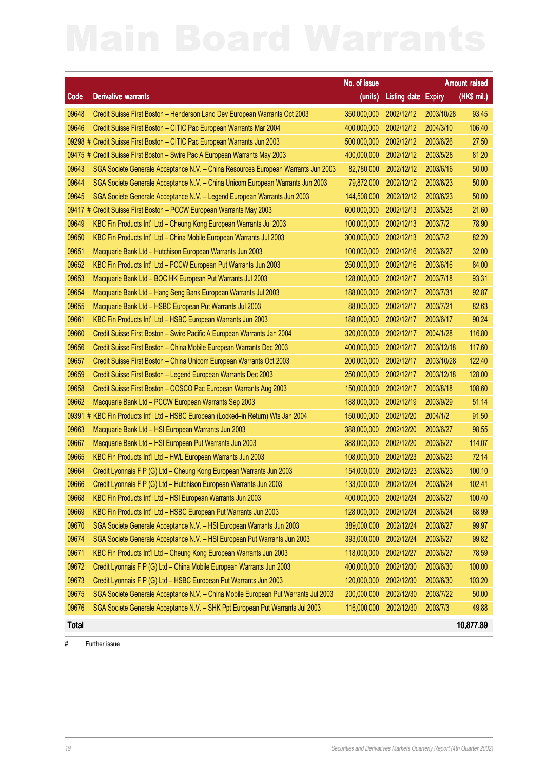# Main Board Warrants

| Code | Derivative warrants | No. of issue (units) | Listing date | Expiry | Amount raised (HK$ mil.) |
|---|---|---|---|---|---|
| 09648 | Credit Suisse First Boston – Henderson Land Dev European Warrants Oct 2003 | 350,000,000 | 2002/12/12 | 2003/10/28 | 93.45 |
| 09646 | Credit Suisse First Boston – CITIC Pac European Warrants Mar 2004 | 400,000,000 | 2002/12/12 | 2004/3/10 | 106.40 |
| 09298 # | Credit Suisse First Boston – CITIC Pac European Warrants Jun 2003 | 500,000,000 | 2002/12/12 | 2003/6/26 | 27.50 |
| 09475 # | Credit Suisse First Boston – Swire Pac A European Warrants May 2003 | 400,000,000 | 2002/12/12 | 2003/5/28 | 81.20 |
| 09643 | SGA Societe Generale Acceptance N.V. – China Resources European Warrants Jun 2003 | 82,780,000 | 2002/12/12 | 2003/6/16 | 50.00 |
| 09644 | SGA Societe Generale Acceptance N.V. – China Unicom European Warrants Jun 2003 | 79,872,000 | 2002/12/12 | 2003/6/23 | 50.00 |
| 09645 | SGA Societe Generale Acceptance N.V. – Legend European Warrants Jun 2003 | 144,508,000 | 2002/12/12 | 2003/6/23 | 50.00 |
| 09417 # | Credit Suisse First Boston – PCCW European Warrants May 2003 | 600,000,000 | 2002/12/13 | 2003/5/28 | 21.60 |
| 09649 | KBC Fin Products Int'l Ltd – Cheung Kong European Warrants Jul 2003 | 100,000,000 | 2002/12/13 | 2003/7/2 | 78.90 |
| 09650 | KBC Fin Products Int'l Ltd – China Mobile European Warrants Jul 2003 | 300,000,000 | 2002/12/13 | 2003/7/2 | 82.20 |
| 09651 | Macquarie Bank Ltd – Hutchison European Warrants Jun 2003 | 100,000,000 | 2002/12/16 | 2003/6/27 | 32.00 |
| 09652 | KBC Fin Products Int'l Ltd – PCCW European Put Warrants Jun 2003 | 250,000,000 | 2002/12/16 | 2003/6/16 | 84.00 |
| 09653 | Macquarie Bank Ltd – BOC HK European Put Warrants Jul 2003 | 128,000,000 | 2002/12/17 | 2003/7/18 | 93.31 |
| 09654 | Macquarie Bank Ltd – Hang Seng Bank European Warrants Jul 2003 | 188,000,000 | 2002/12/17 | 2003/7/31 | 92.87 |
| 09655 | Macquarie Bank Ltd – HSBC European Put Warrants Jul 2003 | 88,000,000 | 2002/12/17 | 2003/7/21 | 82.63 |
| 09661 | KBC Fin Products Int'l Ltd – HSBC European Warrants Jun 2003 | 188,000,000 | 2002/12/17 | 2003/6/17 | 90.24 |
| 09660 | Credit Suisse First Boston – Swire Pacific A European Warrants Jan 2004 | 320,000,000 | 2002/12/17 | 2004/1/28 | 116.80 |
| 09656 | Credit Suisse First Boston – China Mobile European Warrants Dec 2003 | 400,000,000 | 2002/12/17 | 2003/12/18 | 117.60 |
| 09657 | Credit Suisse First Boston – China Unicom European Warrants Oct 2003 | 200,000,000 | 2002/12/17 | 2003/10/28 | 122.40 |
| 09659 | Credit Suisse First Boston – Legend European Warrants Dec 2003 | 250,000,000 | 2002/12/17 | 2003/12/18 | 128.00 |
| 09658 | Credit Suisse First Boston – COSCO Pac European Warrants Aug 2003 | 150,000,000 | 2002/12/17 | 2003/8/18 | 108.60 |
| 09662 | Macquarie Bank Ltd – PCCW European Warrants Sep 2003 | 188,000,000 | 2002/12/19 | 2003/9/29 | 51.14 |
| 09391 # | KBC Fin Products Int'l Ltd – HSBC European (Locked–in Return) Wts Jan 2004 | 150,000,000 | 2002/12/20 | 2004/1/2 | 91.50 |
| 09663 | Macquarie Bank Ltd – HSI European Warrants Jun 2003 | 388,000,000 | 2002/12/20 | 2003/6/27 | 98.55 |
| 09667 | Macquarie Bank Ltd – HSI European Put Warrants Jun 2003 | 388,000,000 | 2002/12/20 | 2003/6/27 | 114.07 |
| 09665 | KBC Fin Products Int'l Ltd – HWL European Warrants Jun 2003 | 108,000,000 | 2002/12/23 | 2003/6/23 | 72.14 |
| 09664 | Credit Lyonnais F P (G) Ltd – Cheung Kong European Warrants Jun 2003 | 154,000,000 | 2002/12/23 | 2003/6/23 | 100.10 |
| 09666 | Credit Lyonnais F P (G) Ltd – Hutchison European Warrants Jun 2003 | 133,000,000 | 2002/12/24 | 2003/6/24 | 102.41 |
| 09668 | KBC Fin Products Int'l Ltd – HSI European Warrants Jun 2003 | 400,000,000 | 2002/12/24 | 2003/6/27 | 100.40 |
| 09669 | KBC Fin Products Int'l Ltd – HSBC European Put Warrants Jun 2003 | 128,000,000 | 2002/12/24 | 2003/6/24 | 68.99 |
| 09670 | SGA Societe Generale Acceptance N.V. – HSI European Warrants Jun 2003 | 389,000,000 | 2002/12/24 | 2003/6/27 | 99.97 |
| 09674 | SGA Societe Generale Acceptance N.V. – HSI European Put Warrants Jun 2003 | 393,000,000 | 2002/12/24 | 2003/6/27 | 99.82 |
| 09671 | KBC Fin Products Int'l Ltd – Cheung Kong European Warrants Jun 2003 | 118,000,000 | 2002/12/27 | 2003/6/27 | 78.59 |
| 09672 | Credit Lyonnais F P (G) Ltd – China Mobile European Warrants Jun 2003 | 400,000,000 | 2002/12/30 | 2003/6/30 | 100.00 |
| 09673 | Credit Lyonnais F P (G) Ltd – HSBC European Put Warrants Jun 2003 | 120,000,000 | 2002/12/30 | 2003/6/30 | 103.20 |
| 09675 | SGA Societe Generale Acceptance N.V. – China Mobile European Put Warrants Jul 2003 | 200,000,000 | 2002/12/30 | 2003/7/22 | 50.00 |
| 09676 | SGA Societe Generale Acceptance N.V. – SHK Ppt European Put Warrants Jul 2003 | 116,000,000 | 2002/12/30 | 2003/7/3 | 49.88 |
| **Total** | | | | | **10,877.89** |

# Further issue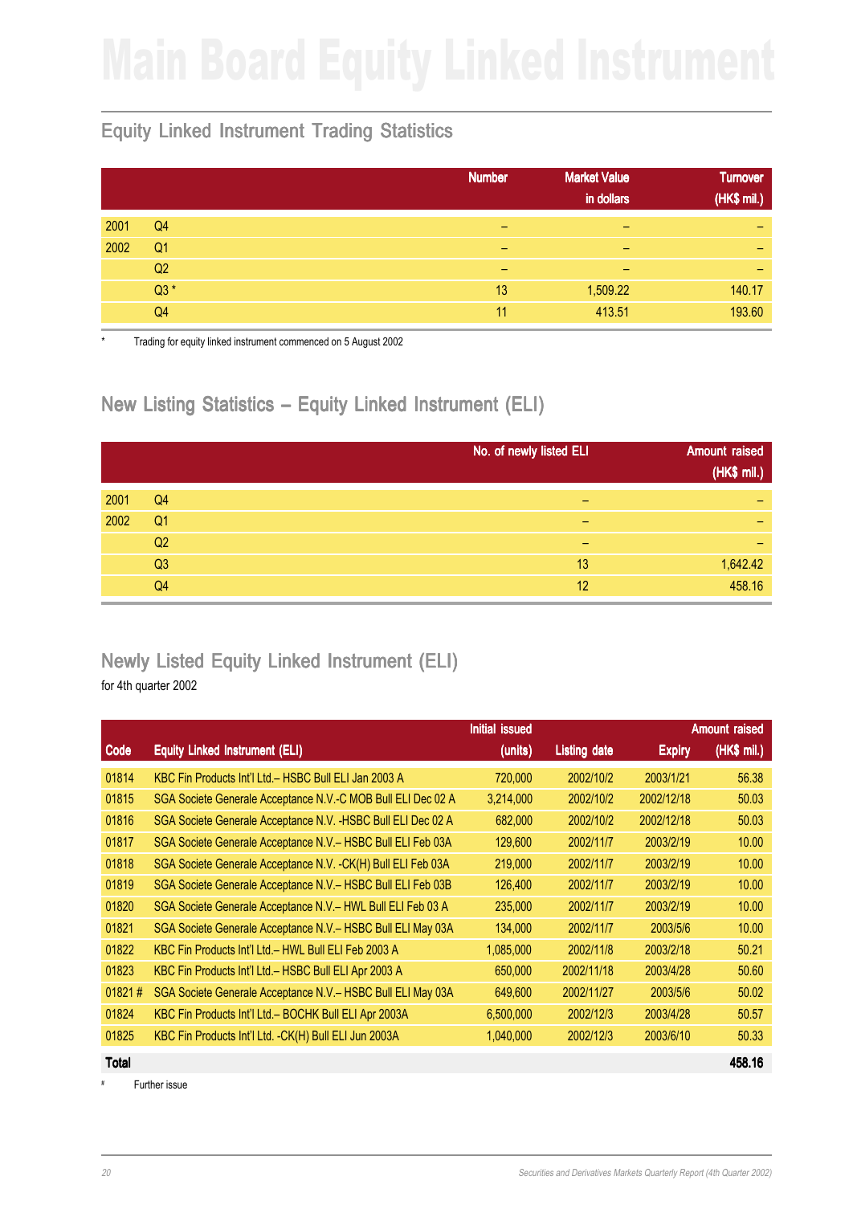# Main Board Equity Linked Instrument

## Equity Linked Instrument Trading Statistics

| | | Number | Market Value in dollars | Turnover (HK$ mil.) |
|---|---|---|---|---|
| 2001 | Q4 | – | – | – |
| 2002 | Q1 | – | – | – |
| | Q2 | – | – | – |
| | Q3 * | 13 | 1,509.22 | 140.17 |
| | Q4 | 11 | 413.51 | 193.60 |

\* Trading for equity linked instrument commenced on 5 August 2002

## New Listing Statistics – Equity Linked Instrument (ELI)

| | | No. of newly listed ELI | Amount raised (HK$ mil.) |
|---|---|---|---|
| 2001 | Q4 | – | – |
| 2002 | Q1 | – | – |
| | Q2 | – | – |
| | Q3 | 13 | 1,642.42 |
| | Q4 | 12 | 458.16 |

## Newly Listed Equity Linked Instrument (ELI)

for 4th quarter 2002

| Code | Equity Linked Instrument (ELI) | Initial issued (units) | Listing date | Expiry | Amount raised (HK$ mil.) |
|---|---|---|---|---|---|
| 01814 | KBC Fin Products Int'l Ltd.– HSBC Bull ELI Jan 2003 A | 720,000 | 2002/10/2 | 2003/1/21 | 56.38 |
| 01815 | SGA Societe Generale Acceptance N.V.-C MOB Bull ELI Dec 02 A | 3,214,000 | 2002/10/2 | 2002/12/18 | 50.03 |
| 01816 | SGA Societe Generale Acceptance N.V. -HSBC Bull ELI Dec 02 A | 682,000 | 2002/10/2 | 2002/12/18 | 50.03 |
| 01817 | SGA Societe Generale Acceptance N.V.– HSBC Bull ELI Feb 03A | 129,600 | 2002/11/7 | 2003/2/19 | 10.00 |
| 01818 | SGA Societe Generale Acceptance N.V. -CK(H) Bull ELI Feb 03A | 219,000 | 2002/11/7 | 2003/2/19 | 10.00 |
| 01819 | SGA Societe Generale Acceptance N.V.– HSBC Bull ELI Feb 03B | 126,400 | 2002/11/7 | 2003/2/19 | 10.00 |
| 01820 | SGA Societe Generale Acceptance N.V.– HWL Bull ELI Feb 03 A | 235,000 | 2002/11/7 | 2003/2/19 | 10.00 |
| 01821 | SGA Societe Generale Acceptance N.V.– HSBC Bull ELI May 03A | 134,000 | 2002/11/7 | 2003/5/6 | 10.00 |
| 01822 | KBC Fin Products Int'l Ltd.– HWL Bull ELI Feb 2003 A | 1,085,000 | 2002/11/8 | 2003/2/18 | 50.21 |
| 01823 | KBC Fin Products Int'l Ltd.– HSBC Bull ELI Apr 2003 A | 650,000 | 2002/11/18 | 2003/4/28 | 50.60 |
| 01821 # | SGA Societe Generale Acceptance N.V.– HSBC Bull ELI May 03A | 649,600 | 2002/11/27 | 2003/5/6 | 50.02 |
| 01824 | KBC Fin Products Int'l Ltd.– BOCHK Bull ELI Apr 2003A | 6,500,000 | 2002/12/3 | 2003/4/28 | 50.57 |
| 01825 | KBC Fin Products Int'l Ltd. -CK(H) Bull ELI Jun 2003A | 1,040,000 | 2002/12/3 | 2003/6/10 | 50.33 |
| **Total** | | | | | **458.16** |

\# Further issue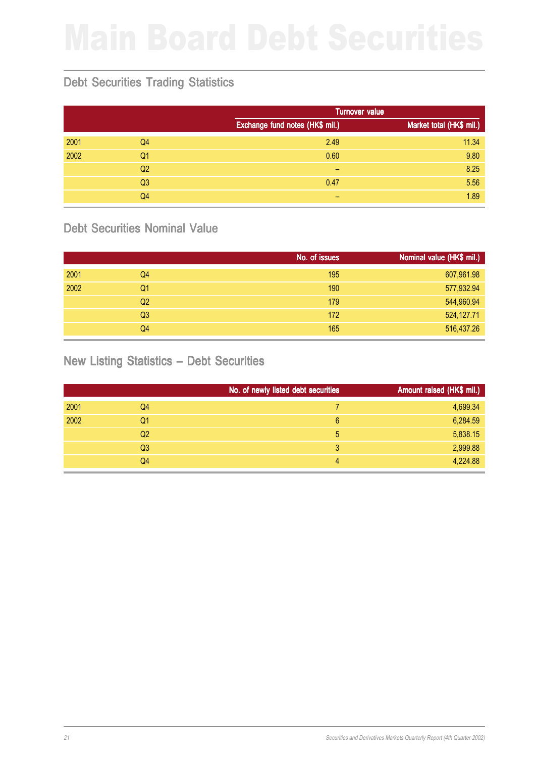# Main Board Debt Securities

## Debt Securities Trading Statistics

| | | Turnover value | |
|---|---|---|---|
| | | Exchange fund notes (HK$ mil.) | Market total (HK$ mil.) |
| 2001 | Q4 | 2.49 | 11.34 |
| 2002 | Q1 | 0.60 | 9.80 |
| | Q2 | – | 8.25 |
| | Q3 | 0.47 | 5.56 |
| | Q4 | – | 1.89 |

## Debt Securities Nominal Value

| | | No. of issues | Nominal value (HK$ mil.) |
|---|---|---|---|
| 2001 | Q4 | 195 | 607,961.98 |
| 2002 | Q1 | 190 | 577,932.94 |
| | Q2 | 179 | 544,960.94 |
| | Q3 | 172 | 524,127.71 |
| | Q4 | 165 | 516,437.26 |

## New Listing Statistics – Debt Securities

| | | No. of newly listed debt securities | Amount raised (HK$ mil.) |
|---|---|---|---|
| 2001 | Q4 | 7 | 4,699.34 |
| 2002 | Q1 | 6 | 6,284.59 |
| | Q2 | 5 | 5,838.15 |
| | Q3 | 3 | 2,999.88 |
| | Q4 | 4 | 4,224.88 |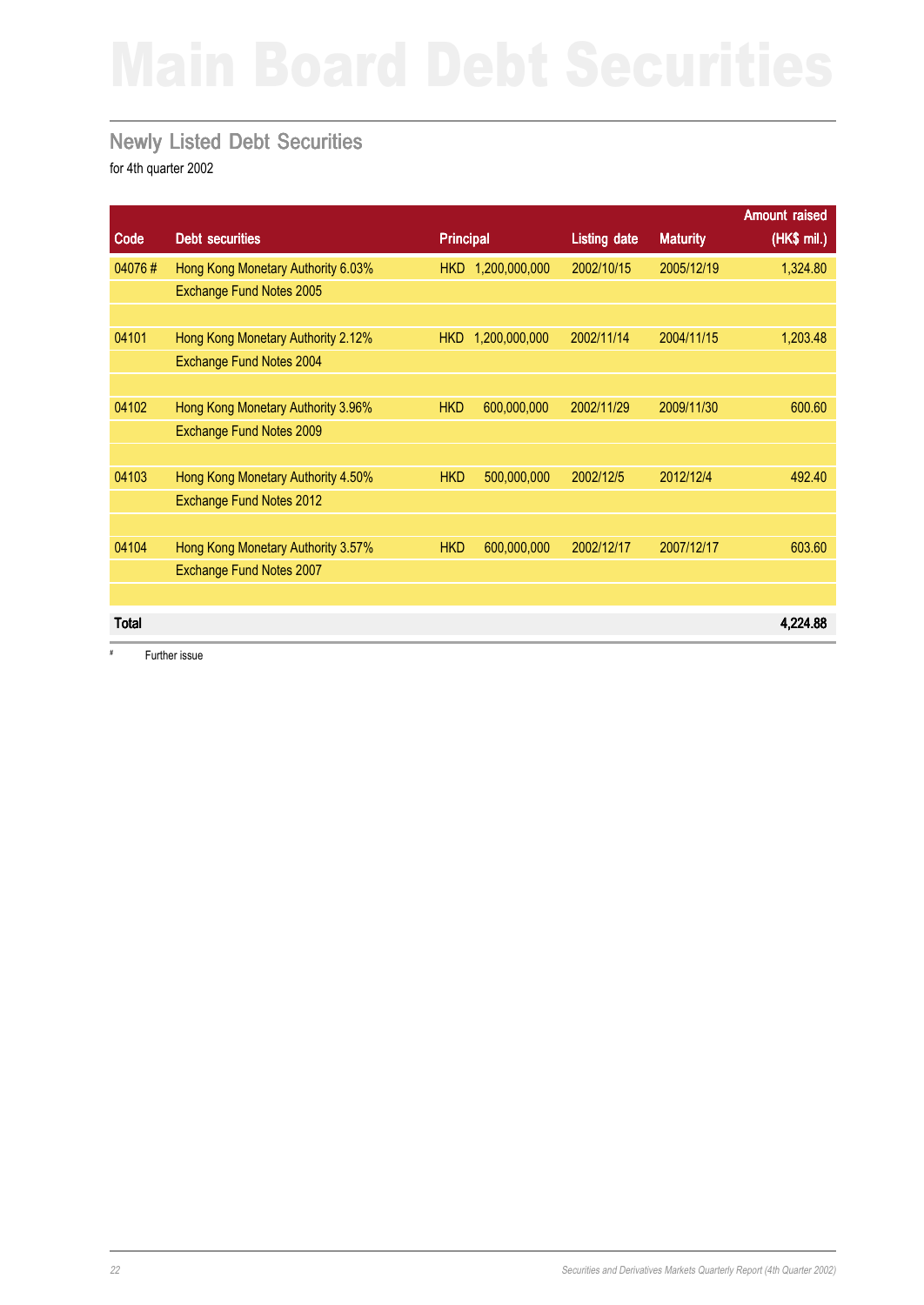# Main Board Debt Securities

## Newly Listed Debt Securities

for 4th quarter 2002

| Code | Debt securities | Principal | Listing date | Maturity | Amount raised (HK$ mil.) |
|---|---|---|---|---|---|
| 04076 # | Hong Kong Monetary Authority 6.03% Exchange Fund Notes 2005 | HKD 1,200,000,000 | 2002/10/15 | 2005/12/19 | 1,324.80 |
| 04101 | Hong Kong Monetary Authority 2.12% Exchange Fund Notes 2004 | HKD 1,200,000,000 | 2002/11/14 | 2004/11/15 | 1,203.48 |
| 04102 | Hong Kong Monetary Authority 3.96% Exchange Fund Notes 2009 | HKD 600,000,000 | 2002/11/29 | 2009/11/30 | 600.60 |
| 04103 | Hong Kong Monetary Authority 4.50% Exchange Fund Notes 2012 | HKD 500,000,000 | 2002/12/5 | 2012/12/4 | 492.40 |
| 04104 | Hong Kong Monetary Authority 3.57% Exchange Fund Notes 2007 | HKD 600,000,000 | 2002/12/17 | 2007/12/17 | 603.60 |
| **Total** | | | | | **4,224.88** |

\# Further issue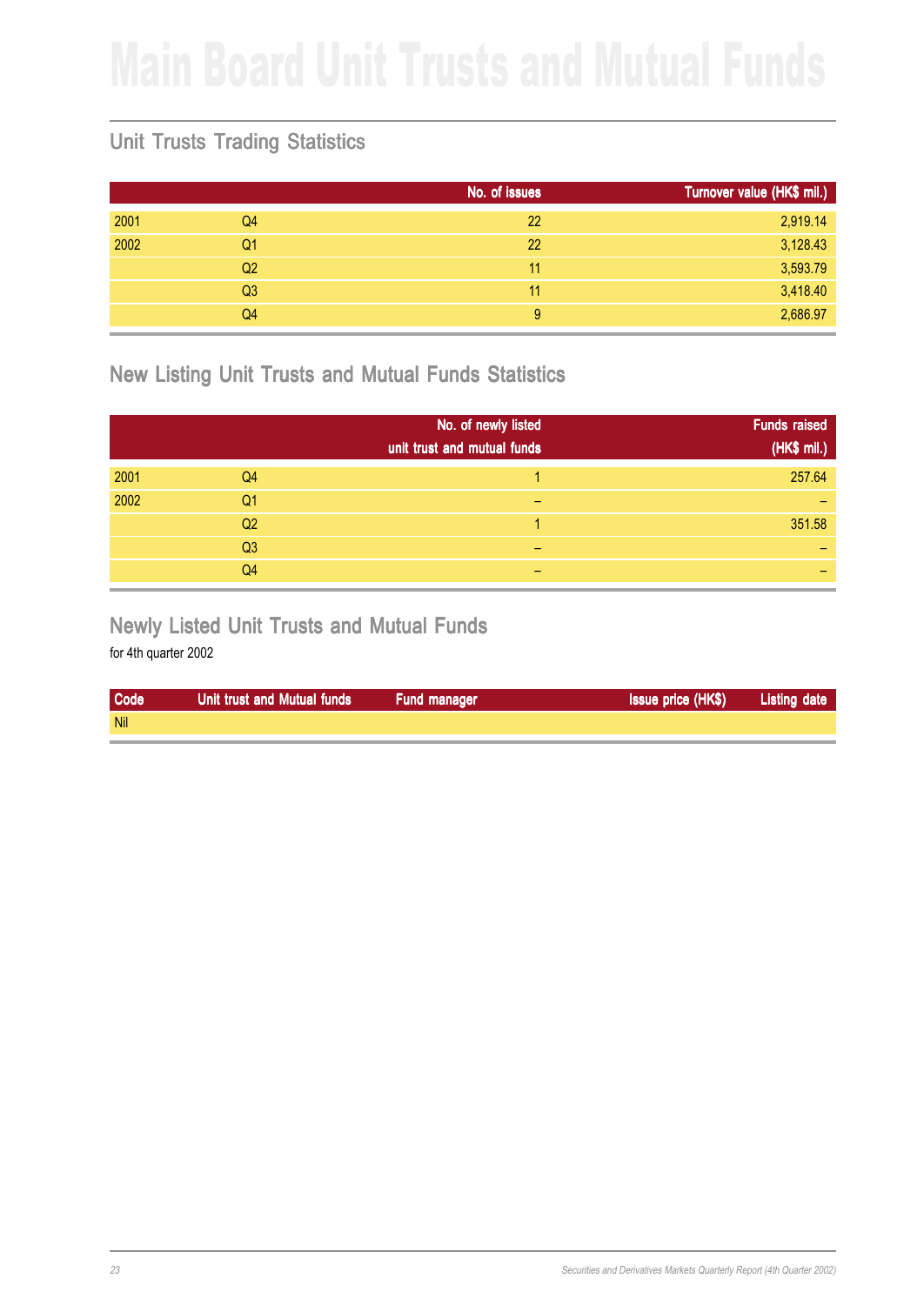# Main Board Unit Trusts and Mutual Funds

## Unit Trusts Trading Statistics

| | | No. of issues | Turnover value (HK$ mil.) |
|---|---|---|---|
| 2001 | Q4 | 22 | 2,919.14 |
| 2002 | Q1 | 22 | 3,128.43 |
| | Q2 | 11 | 3,593.79 |
| | Q3 | 11 | 3,418.40 |
| | Q4 | 9 | 2,686.97 |

## New Listing Unit Trusts and Mutual Funds Statistics

| | | No. of newly listed unit trust and mutual funds | Funds raised (HK$ mil.) |
|---|---|---|---|
| 2001 | Q4 | 1 | 257.64 |
| 2002 | Q1 | – | – |
| | Q2 | 1 | 351.58 |
| | Q3 | – | – |
| | Q4 | – | – |

## Newly Listed Unit Trusts and Mutual Funds

for 4th quarter 2002

| Code | Unit trust and Mutual funds | Fund manager | Issue price (HK$) | Listing date |
|---|---|---|---|---|
| Nil | | | | |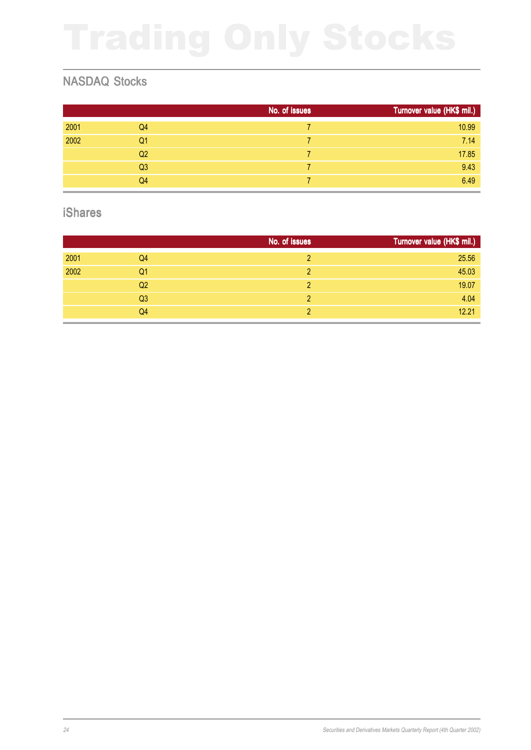# Trading Only Stocks

## NASDAQ Stocks

| | | No. of issues | Turnover value (HK$ mil.) |
|---|---|---|---|
| 2001 | Q4 | 7 | 10.99 |
| 2002 | Q1 | 7 | 7.14 |
| | Q2 | 7 | 17.85 |
| | Q3 | 7 | 9.43 |
| | Q4 | 7 | 6.49 |

## iShares

| | | No. of issues | Turnover value (HK$ mil.) |
|---|---|---|---|
| 2001 | Q4 | 2 | 25.56 |
| 2002 | Q1 | 2 | 45.03 |
| | Q2 | 2 | 19.07 |
| | Q3 | 2 | 4.04 |
| | Q4 | 2 | 12.21 |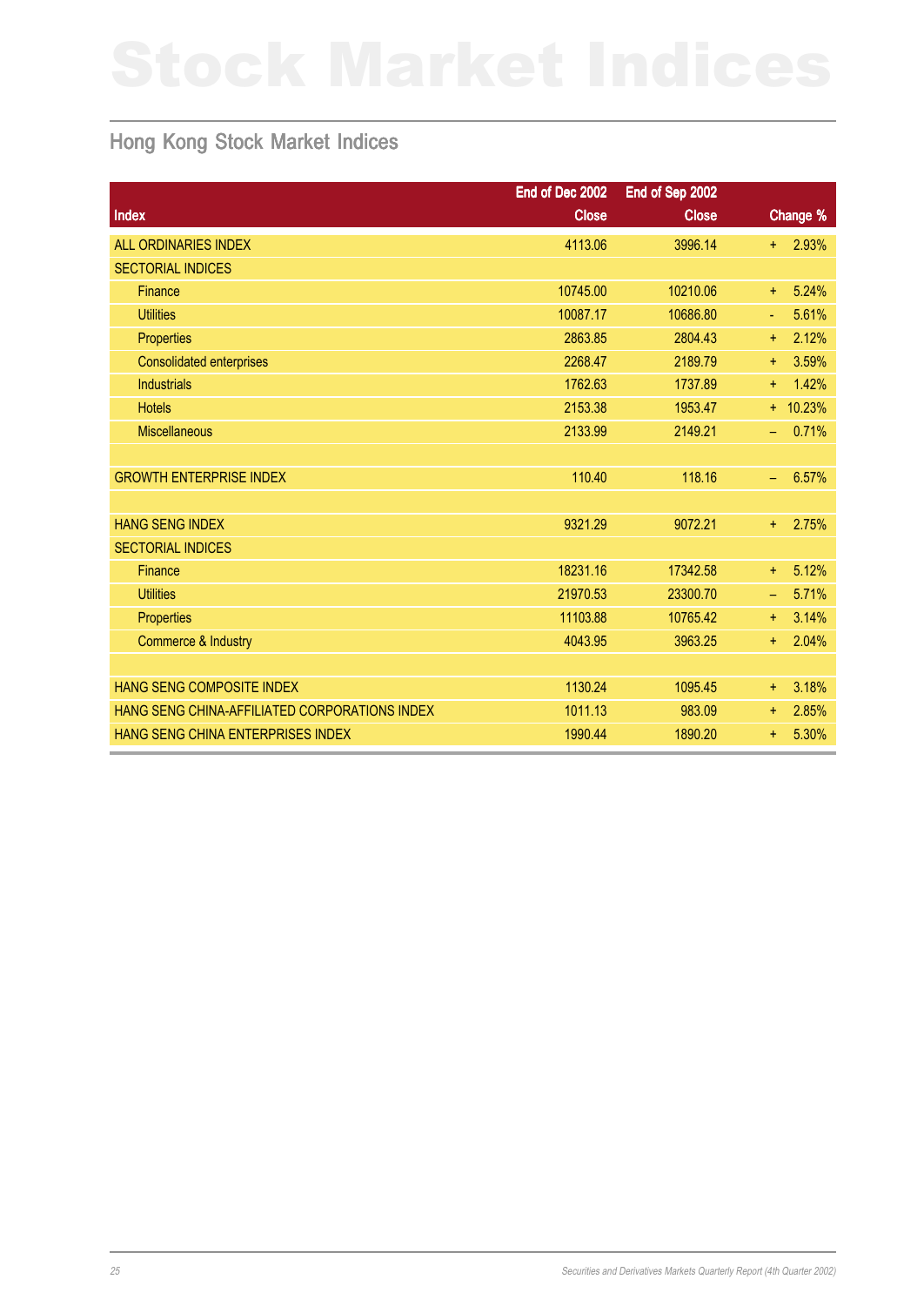# Stock Market Indices

## Hong Kong Stock Market Indices

| Index | End of Dec 2002 Close | End of Sep 2002 Close | Change % |
|---|---|---|---|
| ALL ORDINARIES INDEX | 4113.06 | 3996.14 | + 2.93% |
| SECTORIAL INDICES | | | |
| Finance | 10745.00 | 10210.06 | + 5.24% |
| Utilities | 10087.17 | 10686.80 | - 5.61% |
| Properties | 2863.85 | 2804.43 | + 2.12% |
| Consolidated enterprises | 2268.47 | 2189.79 | + 3.59% |
| Industrials | 1762.63 | 1737.89 | + 1.42% |
| Hotels | 2153.38 | 1953.47 | + 10.23% |
| Miscellaneous | 2133.99 | 2149.21 | – 0.71% |
| | | | |
| GROWTH ENTERPRISE INDEX | 110.40 | 118.16 | – 6.57% |
| | | | |
| HANG SENG INDEX | 9321.29 | 9072.21 | + 2.75% |
| SECTORIAL INDICES | | | |
| Finance | 18231.16 | 17342.58 | + 5.12% |
| Utilities | 21970.53 | 23300.70 | – 5.71% |
| Properties | 11103.88 | 10765.42 | + 3.14% |
| Commerce & Industry | 4043.95 | 3963.25 | + 2.04% |
| | | | |
| HANG SENG COMPOSITE INDEX | 1130.24 | 1095.45 | + 3.18% |
| HANG SENG CHINA-AFFILIATED CORPORATIONS INDEX | 1011.13 | 983.09 | + 2.85% |
| HANG SENG CHINA ENTERPRISES INDEX | 1990.44 | 1890.20 | + 5.30% |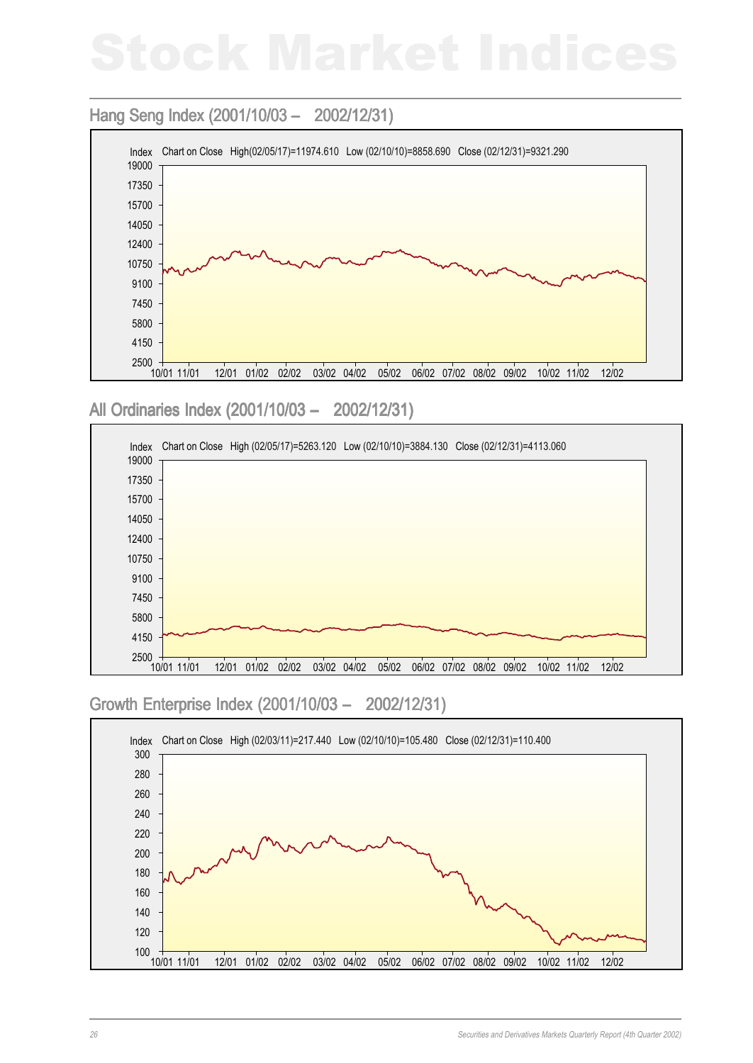# Stock Market Indices

## Hang Seng Index (2001/10/03 – 2002/12/31)

Index Chart on Close High(02/05/17)=11974.610 Low (02/10/10)=8858.690 Close (02/12/31)=9321.290

## All Ordinaries Index (2001/10/03 – 2002/12/31)

Index Chart on Close High (02/05/17)=5263.120 Low (02/10/10)=3884.130 Close (02/12/31)=4113.060

## Growth Enterprise Index (2001/10/03 – 2002/12/31)

Index Chart on Close High (02/03/11)=217.440 Low (02/10/10)=105.480 Close (02/12/31)=110.400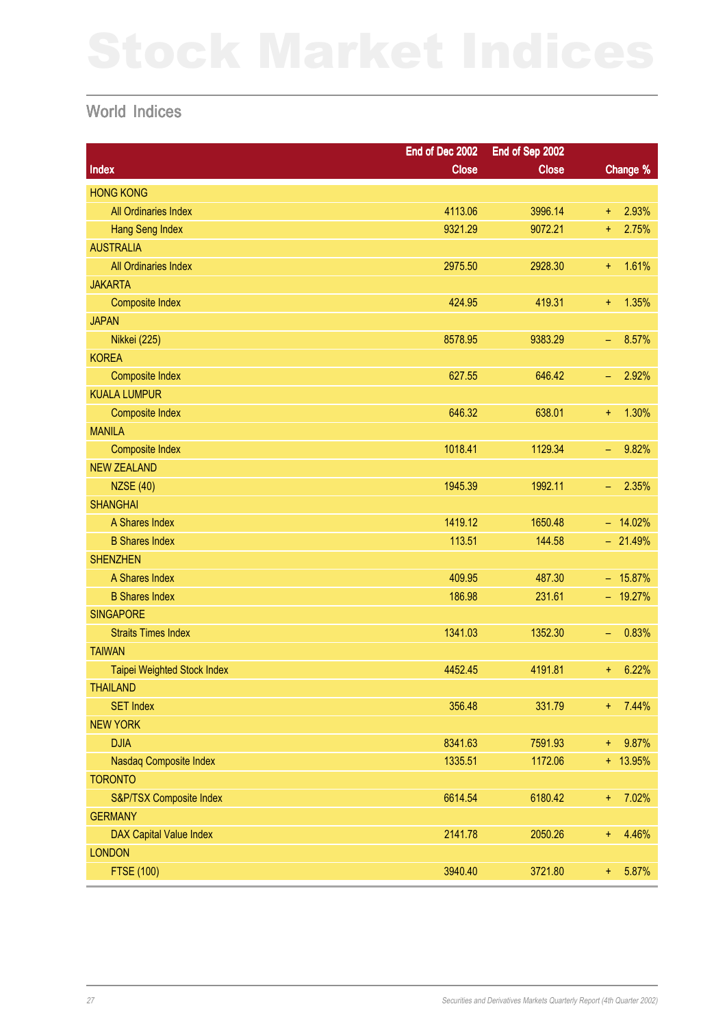# Stock Market Indices

## World Indices

| Index | End of Dec 2002 Close | End of Sep 2002 Close | Change % |
|---|---|---|---|
| HONG KONG | | | |
| All Ordinaries Index | 4113.06 | 3996.14 | + 2.93% |
| Hang Seng Index | 9321.29 | 9072.21 | + 2.75% |
| AUSTRALIA | | | |
| All Ordinaries Index | 2975.50 | 2928.30 | + 1.61% |
| JAKARTA | | | |
| Composite Index | 424.95 | 419.31 | + 1.35% |
| JAPAN | | | |
| Nikkei (225) | 8578.95 | 9383.29 | – 8.57% |
| KOREA | | | |
| Composite Index | 627.55 | 646.42 | – 2.92% |
| KUALA LUMPUR | | | |
| Composite Index | 646.32 | 638.01 | + 1.30% |
| MANILA | | | |
| Composite Index | 1018.41 | 1129.34 | – 9.82% |
| NEW ZEALAND | | | |
| NZSE (40) | 1945.39 | 1992.11 | – 2.35% |
| SHANGHAI | | | |
| A Shares Index | 1419.12 | 1650.48 | – 14.02% |
| B Shares Index | 113.51 | 144.58 | – 21.49% |
| SHENZHEN | | | |
| A Shares Index | 409.95 | 487.30 | – 15.87% |
| B Shares Index | 186.98 | 231.61 | – 19.27% |
| SINGAPORE | | | |
| Straits Times Index | 1341.03 | 1352.30 | – 0.83% |
| TAIWAN | | | |
| Taipei Weighted Stock Index | 4452.45 | 4191.81 | + 6.22% |
| THAILAND | | | |
| SET Index | 356.48 | 331.79 | + 7.44% |
| NEW YORK | | | |
| DJIA | 8341.63 | 7591.93 | + 9.87% |
| Nasdaq Composite Index | 1335.51 | 1172.06 | + 13.95% |
| TORONTO | | | |
| S&P/TSX Composite Index | 6614.54 | 6180.42 | + 7.02% |
| GERMANY | | | |
| DAX Capital Value Index | 2141.78 | 2050.26 | + 4.46% |
| LONDON | | | |
| FTSE (100) | 3940.40 | 3721.80 | + 5.87% |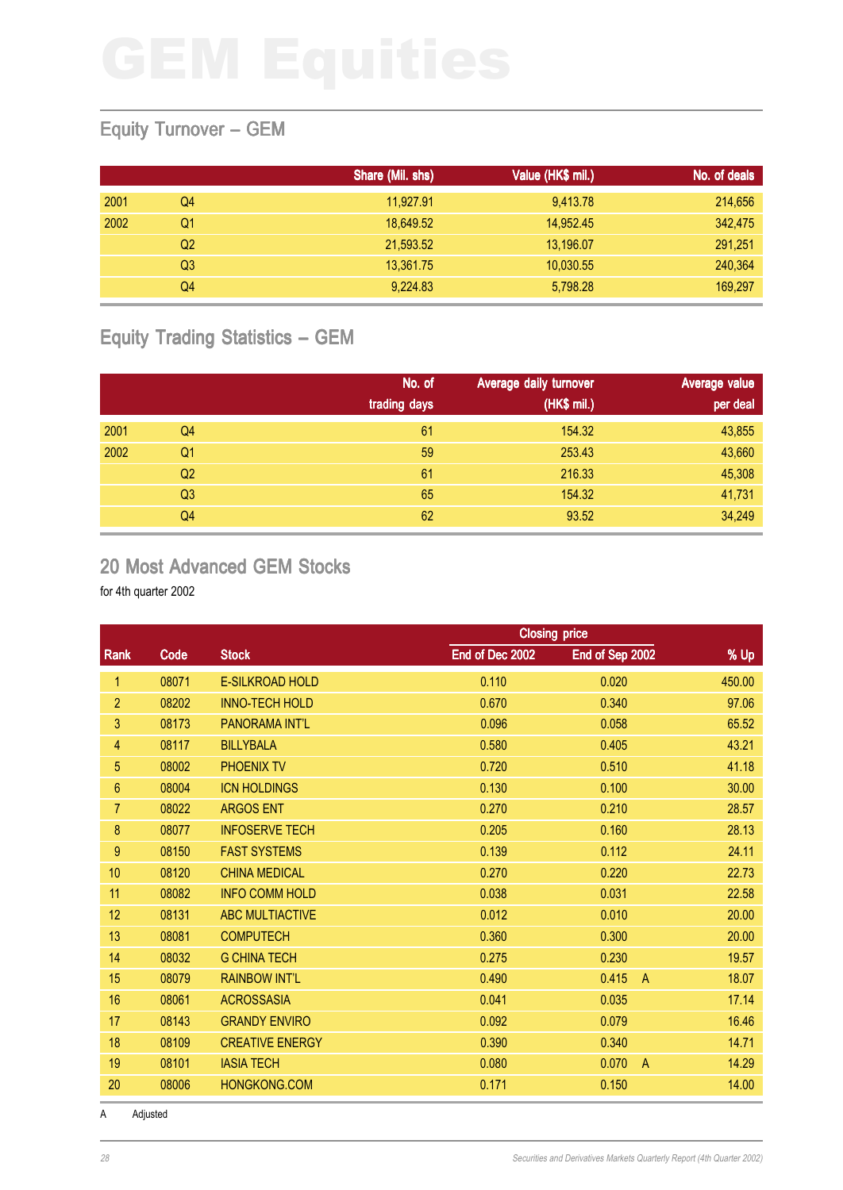# GEM Equities

## Equity Turnover – GEM

| | | Share (Mil. shs) | Value (HK$ mil.) | No. of deals |
|---|---|---|---|---|
| 2001 | Q4 | 11,927.91 | 9,413.78 | 214,656 |
| 2002 | Q1 | 18,649.52 | 14,952.45 | 342,475 |
| | Q2 | 21,593.52 | 13,196.07 | 291,251 |
| | Q3 | 13,361.75 | 10,030.55 | 240,364 |
| | Q4 | 9,224.83 | 5,798.28 | 169,297 |

## Equity Trading Statistics – GEM

| | | No. of trading days | Average daily turnover (HK$ mil.) | Average value per deal |
|---|---|---|---|---|
| 2001 | Q4 | 61 | 154.32 | 43,855 |
| 2002 | Q1 | 59 | 253.43 | 43,660 |
| | Q2 | 61 | 216.33 | 45,308 |
| | Q3 | 65 | 154.32 | 41,731 |
| | Q4 | 62 | 93.52 | 34,249 |

## 20 Most Advanced GEM Stocks

for 4th quarter 2002

| | | | Closing price | | |
|---|---|---|---|---|---|
| Rank | Code | Stock | End of Dec 2002 | End of Sep 2002 | % Up |
| 1 | 08071 | E-SILKROAD HOLD | 0.110 | 0.020 | 450.00 |
| 2 | 08202 | INNO-TECH HOLD | 0.670 | 0.340 | 97.06 |
| 3 | 08173 | PANORAMA INT'L | 0.096 | 0.058 | 65.52 |
| 4 | 08117 | BILLYBALA | 0.580 | 0.405 | 43.21 |
| 5 | 08002 | PHOENIX TV | 0.720 | 0.510 | 41.18 |
| 6 | 08004 | ICN HOLDINGS | 0.130 | 0.100 | 30.00 |
| 7 | 08022 | ARGOS ENT | 0.270 | 0.210 | 28.57 |
| 8 | 08077 | INFOSERVE TECH | 0.205 | 0.160 | 28.13 |
| 9 | 08150 | FAST SYSTEMS | 0.139 | 0.112 | 24.11 |
| 10 | 08120 | CHINA MEDICAL | 0.270 | 0.220 | 22.73 |
| 11 | 08082 | INFO COMM HOLD | 0.038 | 0.031 | 22.58 |
| 12 | 08131 | ABC MULTIACTIVE | 0.012 | 0.010 | 20.00 |
| 13 | 08081 | COMPUTECH | 0.360 | 0.300 | 20.00 |
| 14 | 08032 | G CHINA TECH | 0.275 | 0.230 | 19.57 |
| 15 | 08079 | RAINBOW INT'L | 0.490 | 0.415 A | 18.07 |
| 16 | 08061 | ACROSSASIA | 0.041 | 0.035 | 17.14 |
| 17 | 08143 | GRANDY ENVIRO | 0.092 | 0.079 | 16.46 |
| 18 | 08109 | CREATIVE ENERGY | 0.390 | 0.340 | 14.71 |
| 19 | 08101 | IASIA TECH | 0.080 | 0.070 A | 14.29 |
| 20 | 08006 | HONGKONG.COM | 0.171 | 0.150 | 14.00 |

A Adjusted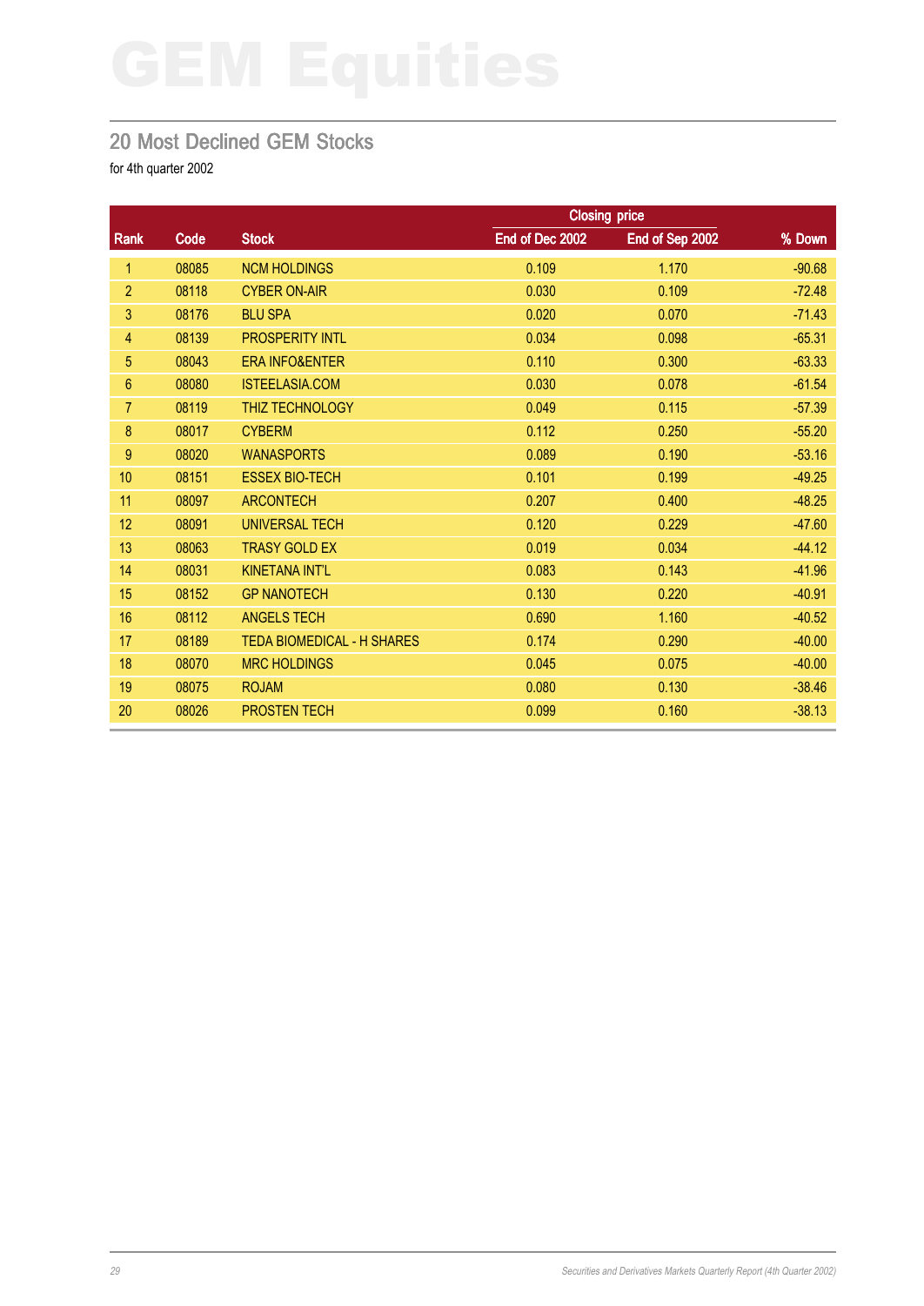# GEM Equities

## 20 Most Declined GEM Stocks

for 4th quarter 2002

| Rank | Code | Stock | Closing price | | % Down |
|---|---|---|---|---|---|
| | | | End of Dec 2002 | End of Sep 2002 | |
| 1 | 08085 | NCM HOLDINGS | 0.109 | 1.170 | -90.68 |
| 2 | 08118 | CYBER ON-AIR | 0.030 | 0.109 | -72.48 |
| 3 | 08176 | BLU SPA | 0.020 | 0.070 | -71.43 |
| 4 | 08139 | PROSPERITY INTL | 0.034 | 0.098 | -65.31 |
| 5 | 08043 | ERA INFO&ENTER | 0.110 | 0.300 | -63.33 |
| 6 | 08080 | ISTEELASIA.COM | 0.030 | 0.078 | -61.54 |
| 7 | 08119 | THIZ TECHNOLOGY | 0.049 | 0.115 | -57.39 |
| 8 | 08017 | CYBERM | 0.112 | 0.250 | -55.20 |
| 9 | 08020 | WANASPORTS | 0.089 | 0.190 | -53.16 |
| 10 | 08151 | ESSEX BIO-TECH | 0.101 | 0.199 | -49.25 |
| 11 | 08097 | ARCONTECH | 0.207 | 0.400 | -48.25 |
| 12 | 08091 | UNIVERSAL TECH | 0.120 | 0.229 | -47.60 |
| 13 | 08063 | TRASY GOLD EX | 0.019 | 0.034 | -44.12 |
| 14 | 08031 | KINETANA INT'L | 0.083 | 0.143 | -41.96 |
| 15 | 08152 | GP NANOTECH | 0.130 | 0.220 | -40.91 |
| 16 | 08112 | ANGELS TECH | 0.690 | 1.160 | -40.52 |
| 17 | 08189 | TEDA BIOMEDICAL - H SHARES | 0.174 | 0.290 | -40.00 |
| 18 | 08070 | MRC HOLDINGS | 0.045 | 0.075 | -40.00 |
| 19 | 08075 | ROJAM | 0.080 | 0.130 | -38.46 |
| 20 | 08026 | PROSTEN TECH | 0.099 | 0.160 | -38.13 |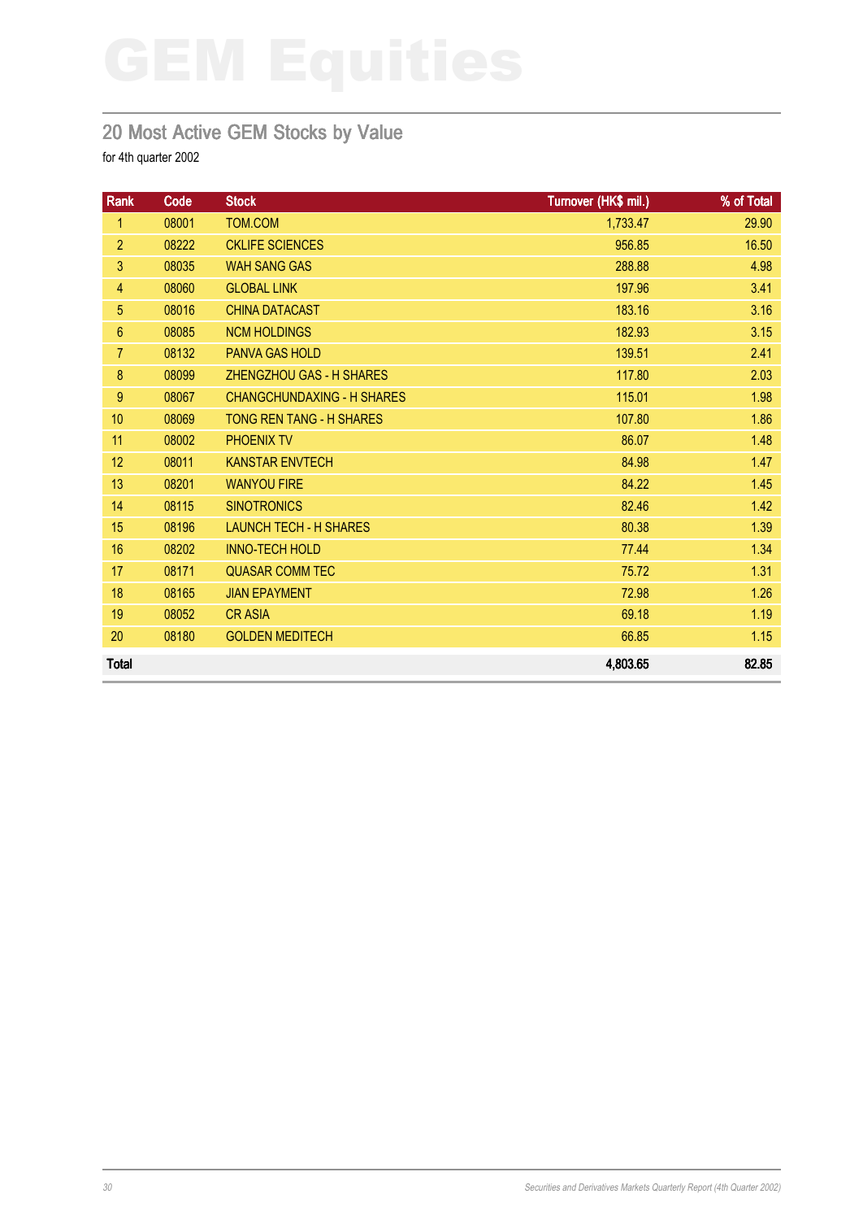# GEM Equities

## 20 Most Active GEM Stocks by Value

for 4th quarter 2002

| Rank | Code | Stock | Turnover (HK$ mil.) | % of Total |
|---|---|---|---|---|
| 1 | 08001 | TOM.COM | 1,733.47 | 29.90 |
| 2 | 08222 | CKLIFE SCIENCES | 956.85 | 16.50 |
| 3 | 08035 | WAH SANG GAS | 288.88 | 4.98 |
| 4 | 08060 | GLOBAL LINK | 197.96 | 3.41 |
| 5 | 08016 | CHINA DATACAST | 183.16 | 3.16 |
| 6 | 08085 | NCM HOLDINGS | 182.93 | 3.15 |
| 7 | 08132 | PANVA GAS HOLD | 139.51 | 2.41 |
| 8 | 08099 | ZHENGZHOU GAS - H SHARES | 117.80 | 2.03 |
| 9 | 08067 | CHANGCHUNDAXING - H SHARES | 115.01 | 1.98 |
| 10 | 08069 | TONG REN TANG - H SHARES | 107.80 | 1.86 |
| 11 | 08002 | PHOENIX TV | 86.07 | 1.48 |
| 12 | 08011 | KANSTAR ENVTECH | 84.98 | 1.47 |
| 13 | 08201 | WANYOU FIRE | 84.22 | 1.45 |
| 14 | 08115 | SINOTRONICS | 82.46 | 1.42 |
| 15 | 08196 | LAUNCH TECH - H SHARES | 80.38 | 1.39 |
| 16 | 08202 | INNO-TECH HOLD | 77.44 | 1.34 |
| 17 | 08171 | QUASAR COMM TEC | 75.72 | 1.31 |
| 18 | 08165 | JIAN EPAYMENT | 72.98 | 1.26 |
| 19 | 08052 | CR ASIA | 69.18 | 1.19 |
| 20 | 08180 | GOLDEN MEDITECH | 66.85 | 1.15 |
| **Total** | | | **4,803.65** | **82.85** |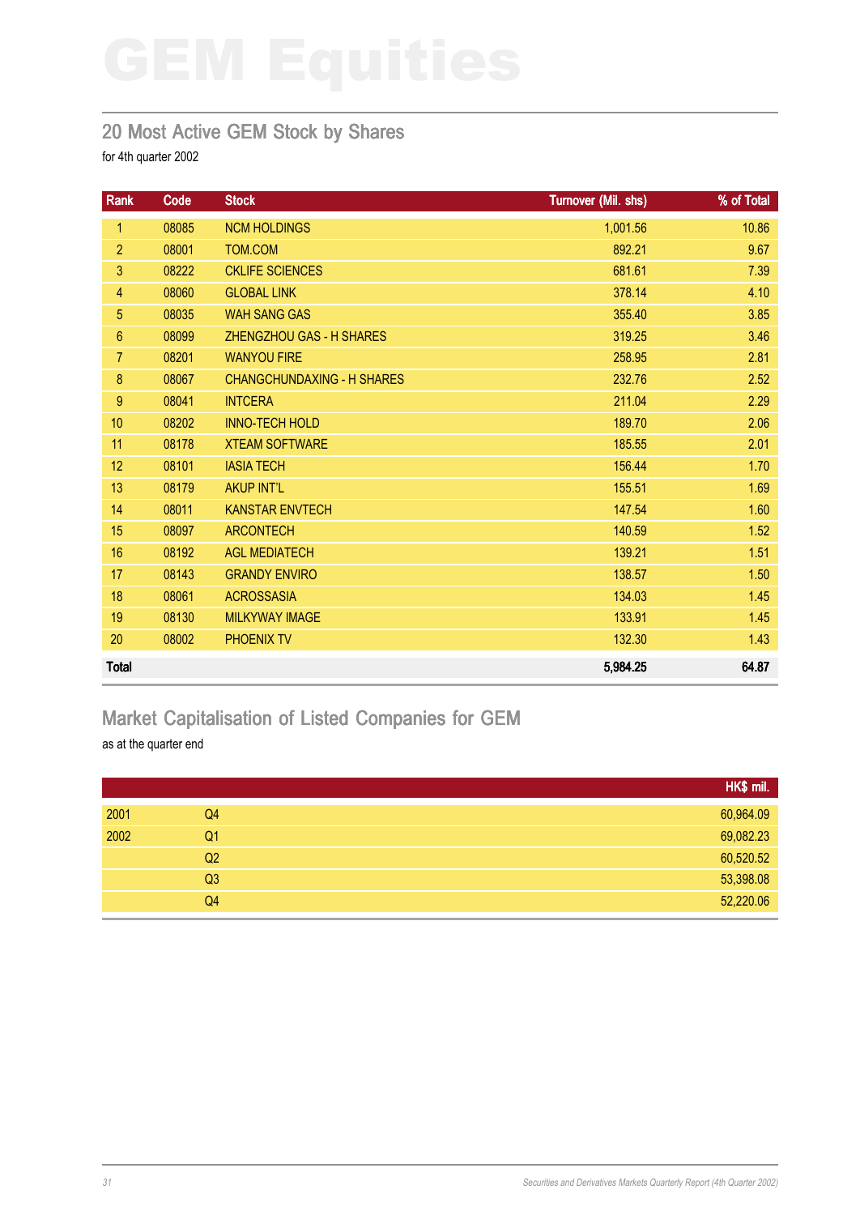# GEM Equities

## 20 Most Active GEM Stock by Shares

for 4th quarter 2002

| Rank | Code | Stock | Turnover (Mil. shs) | % of Total |
|---|---|---|---|---|
| 1 | 08085 | NCM HOLDINGS | 1,001.56 | 10.86 |
| 2 | 08001 | TOM.COM | 892.21 | 9.67 |
| 3 | 08222 | CKLIFE SCIENCES | 681.61 | 7.39 |
| 4 | 08060 | GLOBAL LINK | 378.14 | 4.10 |
| 5 | 08035 | WAH SANG GAS | 355.40 | 3.85 |
| 6 | 08099 | ZHENGZHOU GAS - H SHARES | 319.25 | 3.46 |
| 7 | 08201 | WANYOU FIRE | 258.95 | 2.81 |
| 8 | 08067 | CHANGCHUNDAXING - H SHARES | 232.76 | 2.52 |
| 9 | 08041 | INTCERA | 211.04 | 2.29 |
| 10 | 08202 | INNO-TECH HOLD | 189.70 | 2.06 |
| 11 | 08178 | XTEAM SOFTWARE | 185.55 | 2.01 |
| 12 | 08101 | IASIA TECH | 156.44 | 1.70 |
| 13 | 08179 | AKUP INT'L | 155.51 | 1.69 |
| 14 | 08011 | KANSTAR ENVTECH | 147.54 | 1.60 |
| 15 | 08097 | ARCONTECH | 140.59 | 1.52 |
| 16 | 08192 | AGL MEDIATECH | 139.21 | 1.51 |
| 17 | 08143 | GRANDY ENVIRO | 138.57 | 1.50 |
| 18 | 08061 | ACROSSASIA | 134.03 | 1.45 |
| 19 | 08130 | MILKYWAY IMAGE | 133.91 | 1.45 |
| 20 | 08002 | PHOENIX TV | 132.30 | 1.43 |
| **Total** | | | **5,984.25** | **64.87** |

## Market Capitalisation of Listed Companies for GEM

as at the quarter end

| | | HK$ mil. |
|---|---|---|
| 2001 | Q4 | 60,964.09 |
| 2002 | Q1 | 69,082.23 |
| | Q2 | 60,520.52 |
| | Q3 | 53,398.08 |
| | Q4 | 52,220.06 |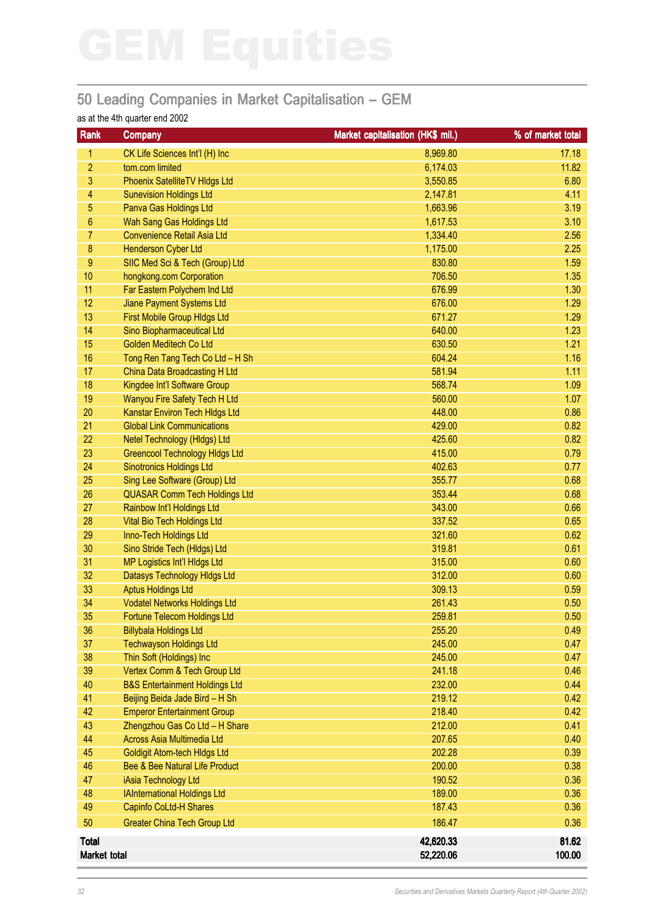# GEM Equities

## 50 Leading Companies in Market Capitalisation – GEM

as at the 4th quarter end 2002

| Rank | Company | Market capitalisation (HK$ mil.) | % of market total |
|---|---|---|---|
| 1 | CK Life Sciences Int'l (H) Inc | 8,969.80 | 17.18 |
| 2 | tom.com limited | 6,174.03 | 11.82 |
| 3 | Phoenix SatelliteTV Hldgs Ltd | 3,550.85 | 6.80 |
| 4 | Sunevision Holdings Ltd | 2,147.81 | 4.11 |
| 5 | Panva Gas Holdings Ltd | 1,663.96 | 3.19 |
| 6 | Wah Sang Gas Holdings Ltd | 1,617.53 | 3.10 |
| 7 | Convenience Retail Asia Ltd | 1,334.40 | 2.56 |
| 8 | Henderson Cyber Ltd | 1,175.00 | 2.25 |
| 9 | SIIC Med Sci & Tech (Group) Ltd | 830.80 | 1.59 |
| 10 | hongkong.com Corporation | 706.50 | 1.35 |
| 11 | Far Eastern Polychem Ind Ltd | 676.99 | 1.30 |
| 12 | Jiane Payment Systems Ltd | 676.00 | 1.29 |
| 13 | First Mobile Group Hldgs Ltd | 671.27 | 1.29 |
| 14 | Sino Biopharmaceutical Ltd | 640.00 | 1.23 |
| 15 | Golden Meditech Co Ltd | 630.50 | 1.21 |
| 16 | Tong Ren Tang Tech Co Ltd – H Sh | 604.24 | 1.16 |
| 17 | China Data Broadcasting H Ltd | 581.94 | 1.11 |
| 18 | Kingdee Int'l Software Group | 568.74 | 1.09 |
| 19 | Wanyou Fire Safety Tech H Ltd | 560.00 | 1.07 |
| 20 | Kanstar Environ Tech Hldgs Ltd | 448.00 | 0.86 |
| 21 | Global Link Communications | 429.00 | 0.82 |
| 22 | Netel Technology (Hldgs) Ltd | 425.60 | 0.82 |
| 23 | Greencool Technology Hldgs Ltd | 415.00 | 0.79 |
| 24 | Sinotronics Holdings Ltd | 402.63 | 0.77 |
| 25 | Sing Lee Software (Group) Ltd | 355.77 | 0.68 |
| 26 | QUASAR Comm Tech Holdings Ltd | 353.44 | 0.68 |
| 27 | Rainbow Int'l Holdings Ltd | 343.00 | 0.66 |
| 28 | Vital Bio Tech Holdings Ltd | 337.52 | 0.65 |
| 29 | Inno-Tech Holdings Ltd | 321.60 | 0.62 |
| 30 | Sino Stride Tech (Hldgs) Ltd | 319.81 | 0.61 |
| 31 | MP Logistics Int'l Hldgs Ltd | 315.00 | 0.60 |
| 32 | Datasys Technology Hldgs Ltd | 312.00 | 0.60 |
| 33 | Aptus Holdings Ltd | 309.13 | 0.59 |
| 34 | Vodatel Networks Holdings Ltd | 261.43 | 0.50 |
| 35 | Fortune Telecom Holdings Ltd | 259.81 | 0.50 |
| 36 | Billybala Holdings Ltd | 255.20 | 0.49 |
| 37 | Techwayson Holdings Ltd | 245.00 | 0.47 |
| 38 | Thin Soft (Holdings) Inc | 245.00 | 0.47 |
| 39 | Vertex Comm & Tech Group Ltd | 241.18 | 0.46 |
| 40 | B&S Entertainment Holdings Ltd | 232.00 | 0.44 |
| 41 | Beijing Beida Jade Bird – H Sh | 219.12 | 0.42 |
| 42 | Emperor Entertainment Group | 218.40 | 0.42 |
| 43 | Zhengzhou Gas Co Ltd – H Share | 212.00 | 0.41 |
| 44 | Across Asia Multimedia Ltd | 207.65 | 0.40 |
| 45 | Goldigit Atom-tech Hldgs Ltd | 202.28 | 0.39 |
| 46 | Bee & Bee Natural Life Product | 200.00 | 0.38 |
| 47 | iAsia Technology Ltd | 190.52 | 0.36 |
| 48 | IAInternational Holdings Ltd | 189.00 | 0.36 |
| 49 | Capinfo CoLtd-H Shares | 187.43 | 0.36 |
| 50 | Greater China Tech Group Ltd | 186.47 | 0.36 |
| **Total** | | **42,620.33** | **81.62** |
| **Market total** | | **52,220.06** | **100.00** |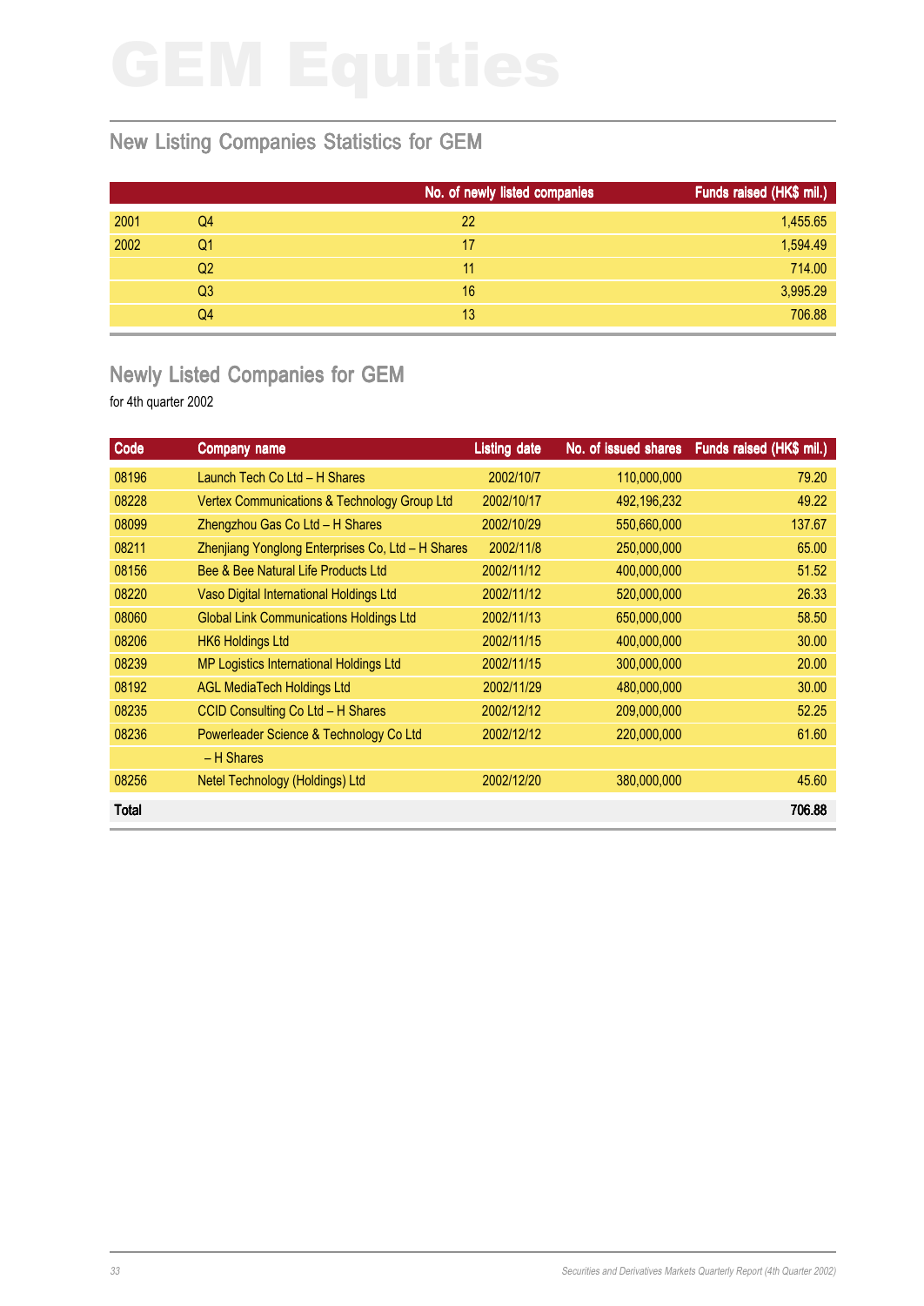# GEM Equities

## New Listing Companies Statistics for GEM

| | | No. of newly listed companies | Funds raised (HK$ mil.) |
|---|---|---|---|
| 2001 | Q4 | 22 | 1,455.65 |
| 2002 | Q1 | 17 | 1,594.49 |
| | Q2 | 11 | 714.00 |
| | Q3 | 16 | 3,995.29 |
| | Q4 | 13 | 706.88 |

## Newly Listed Companies for GEM

for 4th quarter 2002

| Code | Company name | Listing date | No. of issued shares | Funds raised (HK$ mil.) |
|---|---|---|---|---|
| 08196 | Launch Tech Co Ltd – H Shares | 2002/10/7 | 110,000,000 | 79.20 |
| 08228 | Vertex Communications & Technology Group Ltd | 2002/10/17 | 492,196,232 | 49.22 |
| 08099 | Zhengzhou Gas Co Ltd – H Shares | 2002/10/29 | 550,660,000 | 137.67 |
| 08211 | Zhenjiang Yonglong Enterprises Co, Ltd – H Shares | 2002/11/8 | 250,000,000 | 65.00 |
| 08156 | Bee & Bee Natural Life Products Ltd | 2002/11/12 | 400,000,000 | 51.52 |
| 08220 | Vaso Digital International Holdings Ltd | 2002/11/12 | 520,000,000 | 26.33 |
| 08060 | Global Link Communications Holdings Ltd | 2002/11/13 | 650,000,000 | 58.50 |
| 08206 | HK6 Holdings Ltd | 2002/11/15 | 400,000,000 | 30.00 |
| 08239 | MP Logistics International Holdings Ltd | 2002/11/15 | 300,000,000 | 20.00 |
| 08192 | AGL MediaTech Holdings Ltd | 2002/11/29 | 480,000,000 | 30.00 |
| 08235 | CCID Consulting Co Ltd – H Shares | 2002/12/12 | 209,000,000 | 52.25 |
| 08236 | Powerleader Science & Technology Co Ltd – H Shares | 2002/12/12 | 220,000,000 | 61.60 |
| 08256 | Netel Technology (Holdings) Ltd | 2002/12/20 | 380,000,000 | 45.60 |
| **Total** | | | | **706.88** |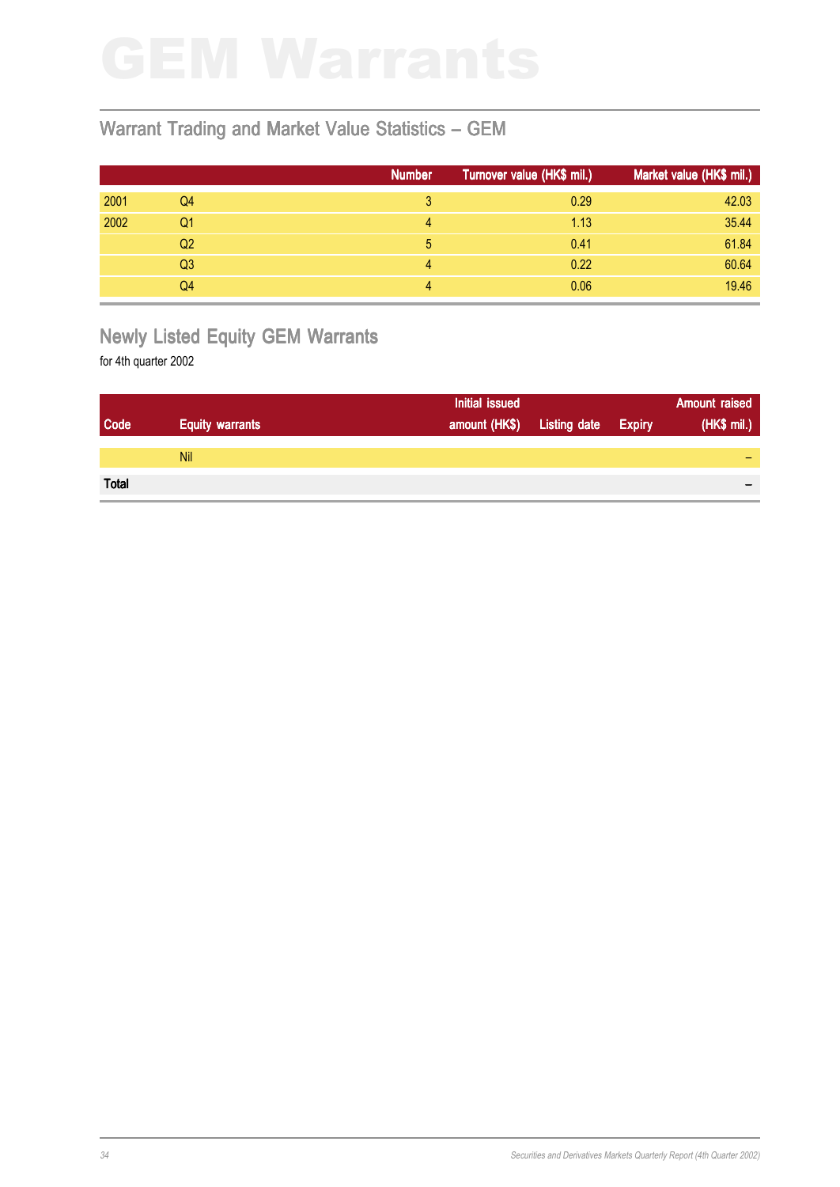# GEM Warrants

## Warrant Trading and Market Value Statistics – GEM

| | | Number | Turnover value (HK$ mil.) | Market value (HK$ mil.) |
|---|---|---|---|---|
| 2001 | Q4 | 3 | 0.29 | 42.03 |
| 2002 | Q1 | 4 | 1.13 | 35.44 |
| | Q2 | 5 | 0.41 | 61.84 |
| | Q3 | 4 | 0.22 | 60.64 |
| | Q4 | 4 | 0.06 | 19.46 |

## Newly Listed Equity GEM Warrants

for 4th quarter 2002

| Code | Equity warrants | Initial issued amount (HK$) | Listing date | Expiry | Amount raised (HK$ mil.) |
|---|---|---|---|---|---|
| | Nil | | | | – |
| **Total** | | | | | – |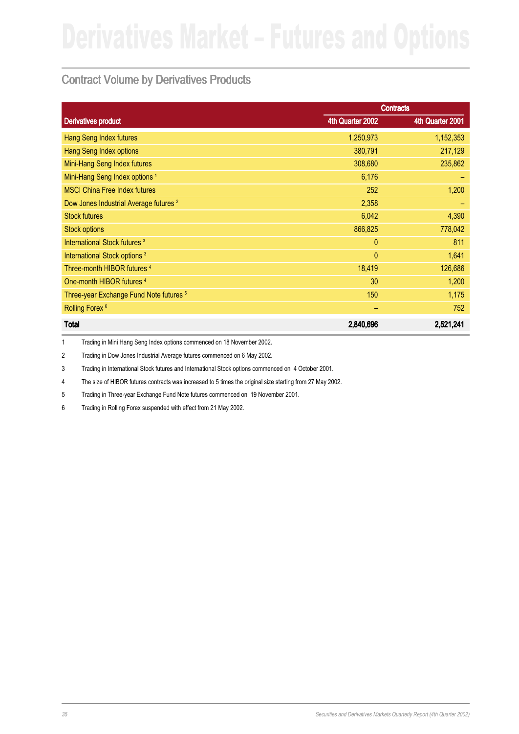# Derivatives Market – Futures and Options

## Contract Volume by Derivatives Products

| Derivatives product | Contracts | |
|---|---|---|
| | 4th Quarter 2002 | 4th Quarter 2001 |
| Hang Seng Index futures | 1,250,973 | 1,152,353 |
| Hang Seng Index options | 380,791 | 217,129 |
| Mini-Hang Seng Index futures | 308,680 | 235,862 |
| Mini-Hang Seng Index options [1] | 6,176 | – |
| MSCI China Free Index futures | 252 | 1,200 |
| Dow Jones Industrial Average futures [2] | 2,358 | – |
| Stock futures | 6,042 | 4,390 |
| Stock options | 866,825 | 778,042 |
| International Stock futures [3] | 0 | 811 |
| International Stock options [3] | 0 | 1,641 |
| Three-month HIBOR futures [4] | 18,419 | 126,686 |
| One-month HIBOR futures [4] | 30 | 1,200 |
| Three-year Exchange Fund Note futures [5] | 150 | 1,175 |
| Rolling Forex [6] | – | 752 |
| **Total** | **2,840,696** | **2,521,241** |

1 Trading in Mini Hang Seng Index options commenced on 18 November 2002.

2 Trading in Dow Jones Industrial Average futures commenced on 6 May 2002.

3 Trading in International Stock futures and International Stock options commenced on 4 October 2001.

4 The size of HIBOR futures contracts was increased to 5 times the original size starting from 27 May 2002.

5 Trading in Three-year Exchange Fund Note futures commenced on 19 November 2001.

6 Trading in Rolling Forex suspended with effect from 21 May 2002.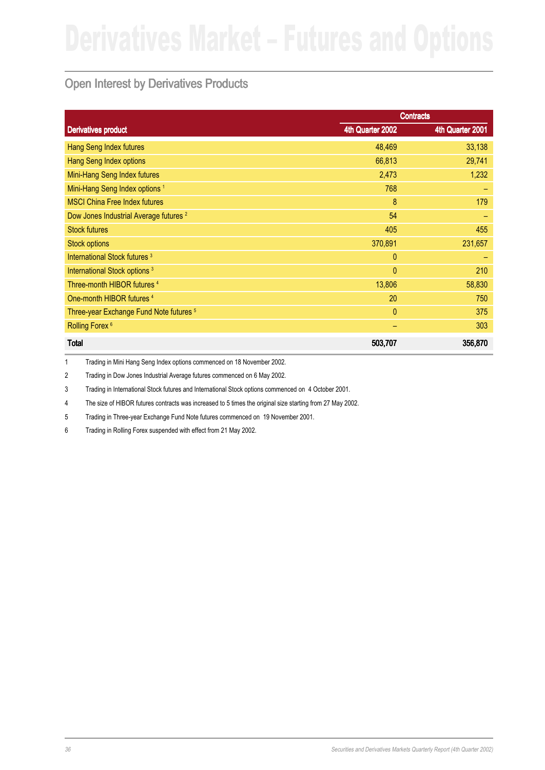# Derivatives Market – Futures and Options

## Open Interest by Derivatives Products

| Derivatives product | Contracts | |
|---|---|---|
| | 4th Quarter 2002 | 4th Quarter 2001 |
| Hang Seng Index futures | 48,469 | 33,138 |
| Hang Seng Index options | 66,813 | 29,741 |
| Mini-Hang Seng Index futures | 2,473 | 1,232 |
| Mini-Hang Seng Index options [1] | 768 | – |
| MSCI China Free Index futures | 8 | 179 |
| Dow Jones Industrial Average futures [2] | 54 | – |
| Stock futures | 405 | 455 |
| Stock options | 370,891 | 231,657 |
| International Stock futures [3] | 0 | – |
| International Stock options [3] | 0 | 210 |
| Three-month HIBOR futures [4] | 13,806 | 58,830 |
| One-month HIBOR futures [4] | 20 | 750 |
| Three-year Exchange Fund Note futures [5] | 0 | 375 |
| Rolling Forex [6] | – | 303 |
| **Total** | **503,707** | **356,870** |

1 Trading in Mini Hang Seng Index options commenced on 18 November 2002.

2 Trading in Dow Jones Industrial Average futures commenced on 6 May 2002.

3 Trading in International Stock futures and International Stock options commenced on 4 October 2001.

4 The size of HIBOR futures contracts was increased to 5 times the original size starting from 27 May 2002.

5 Trading in Three-year Exchange Fund Note futures commenced on 19 November 2001.

6 Trading in Rolling Forex suspended with effect from 21 May 2002.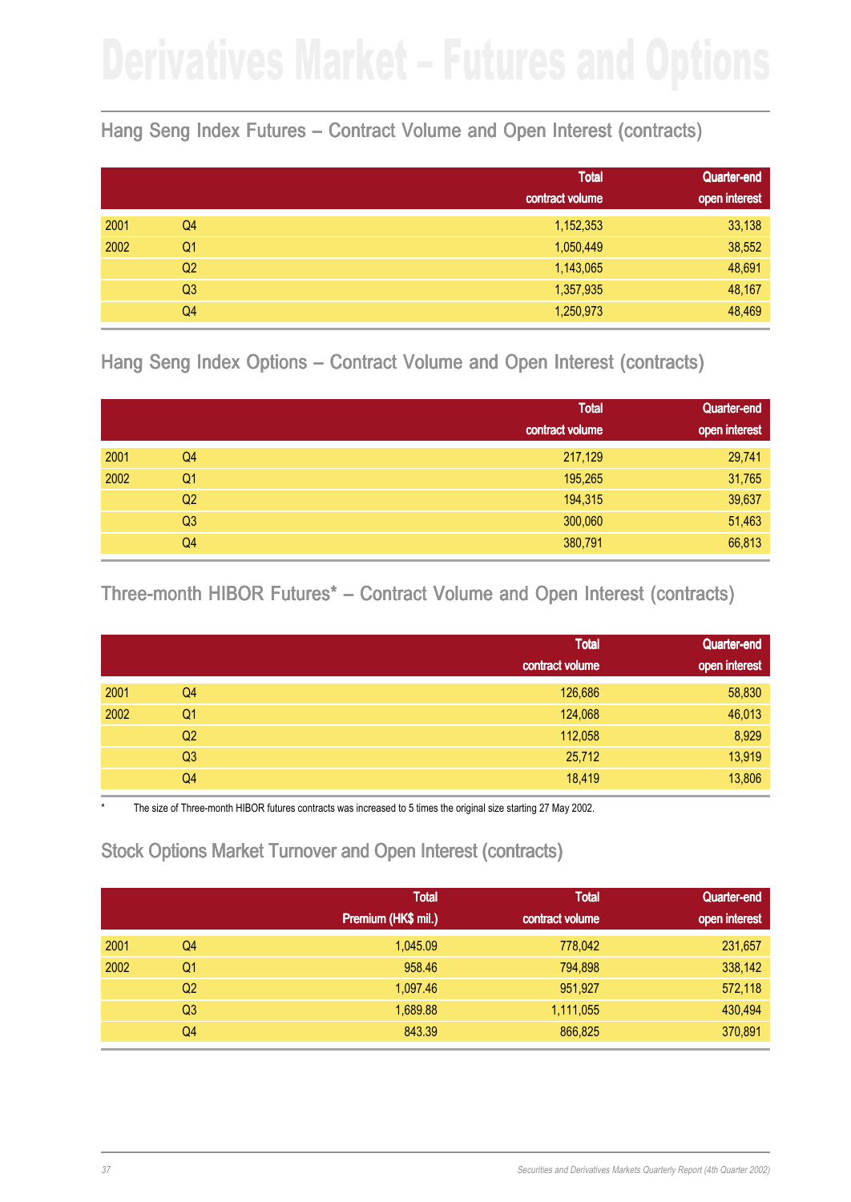# Derivatives Market – Futures and Options

## Hang Seng Index Futures – Contract Volume and Open Interest (contracts)

| | | Total contract volume | Quarter-end open interest |
|---|---|---|---|
| 2001 | Q4 | 1,152,353 | 33,138 |
| 2002 | Q1 | 1,050,449 | 38,552 |
| | Q2 | 1,143,065 | 48,691 |
| | Q3 | 1,357,935 | 48,167 |
| | Q4 | 1,250,973 | 48,469 |

## Hang Seng Index Options – Contract Volume and Open Interest (contracts)

| | | Total contract volume | Quarter-end open interest |
|---|---|---|---|
| 2001 | Q4 | 217,129 | 29,741 |
| 2002 | Q1 | 195,265 | 31,765 |
| | Q2 | 194,315 | 39,637 |
| | Q3 | 300,060 | 51,463 |
| | Q4 | 380,791 | 66,813 |

## Three-month HIBOR Futures* – Contract Volume and Open Interest (contracts)

| | | Total contract volume | Quarter-end open interest |
|---|---|---|---|
| 2001 | Q4 | 126,686 | 58,830 |
| 2002 | Q1 | 124,068 | 46,013 |
| | Q2 | 112,058 | 8,929 |
| | Q3 | 25,712 | 13,919 |
| | Q4 | 18,419 | 13,806 |

\* The size of Three-month HIBOR futures contracts was increased to 5 times the original size starting 27 May 2002.

## Stock Options Market Turnover and Open Interest (contracts)

| | | Total Premium (HK$ mil.) | Total contract volume | Quarter-end open interest |
|---|---|---|---|---|
| 2001 | Q4 | 1,045.09 | 778,042 | 231,657 |
| 2002 | Q1 | 958.46 | 794,898 | 338,142 |
| | Q2 | 1,097.46 | 951,927 | 572,118 |
| | Q3 | 1,689.88 | 1,111,055 | 430,494 |
| | Q4 | 843.39 | 866,825 | 370,891 |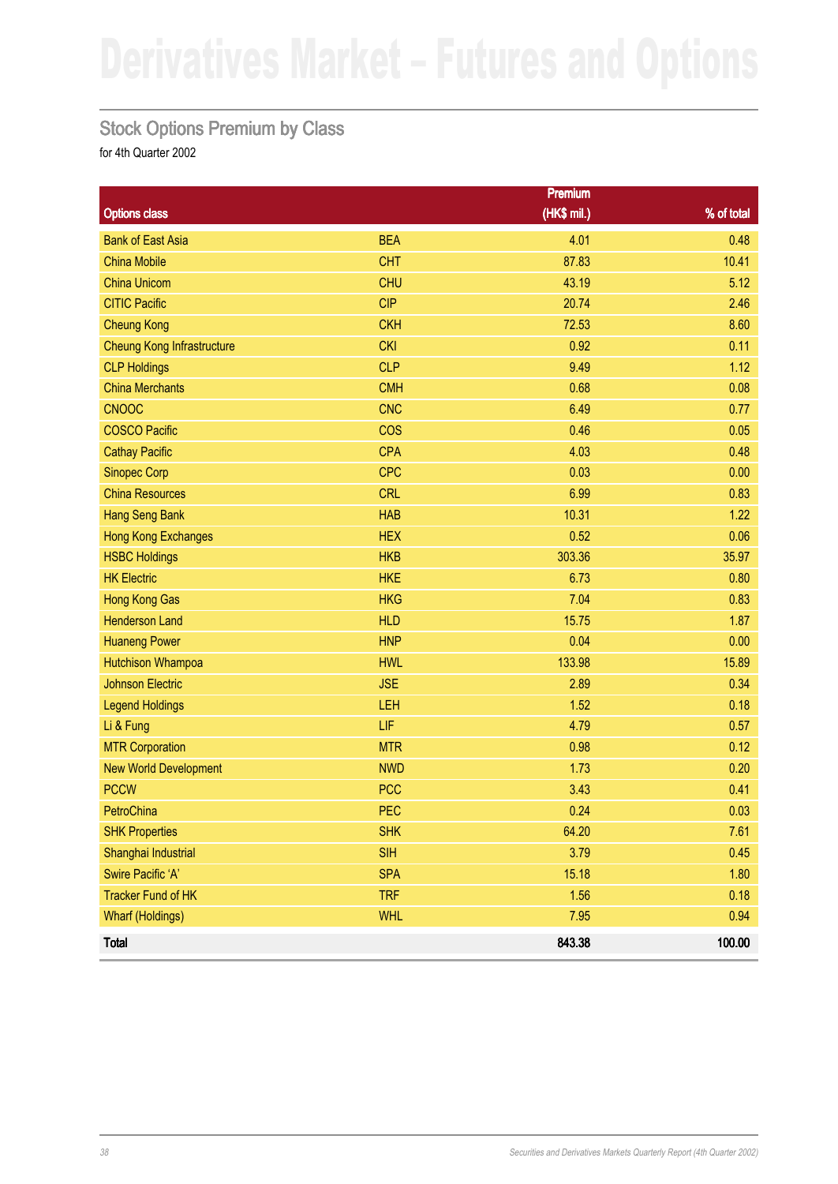# Derivatives Market – Futures and Options

## Stock Options Premium by Class

for 4th Quarter 2002

| Options class | | Premium (HK$ mil.) | % of total |
|---|---|---|---|
| Bank of East Asia | BEA | 4.01 | 0.48 |
| China Mobile | CHT | 87.83 | 10.41 |
| China Unicom | CHU | 43.19 | 5.12 |
| CITIC Pacific | CIP | 20.74 | 2.46 |
| Cheung Kong | CKH | 72.53 | 8.60 |
| Cheung Kong Infrastructure | CKI | 0.92 | 0.11 |
| CLP Holdings | CLP | 9.49 | 1.12 |
| China Merchants | CMH | 0.68 | 0.08 |
| CNOOC | CNC | 6.49 | 0.77 |
| COSCO Pacific | COS | 0.46 | 0.05 |
| Cathay Pacific | CPA | 4.03 | 0.48 |
| Sinopec Corp | CPC | 0.03 | 0.00 |
| China Resources | CRL | 6.99 | 0.83 |
| Hang Seng Bank | HAB | 10.31 | 1.22 |
| Hong Kong Exchanges | HEX | 0.52 | 0.06 |
| HSBC Holdings | HKB | 303.36 | 35.97 |
| HK Electric | HKE | 6.73 | 0.80 |
| Hong Kong Gas | HKG | 7.04 | 0.83 |
| Henderson Land | HLD | 15.75 | 1.87 |
| Huaneng Power | HNP | 0.04 | 0.00 |
| Hutchison Whampoa | HWL | 133.98 | 15.89 |
| Johnson Electric | JSE | 2.89 | 0.34 |
| Legend Holdings | LEH | 1.52 | 0.18 |
| Li & Fung | LIF | 4.79 | 0.57 |
| MTR Corporation | MTR | 0.98 | 0.12 |
| New World Development | NWD | 1.73 | 0.20 |
| PCCW | PCC | 3.43 | 0.41 |
| PetroChina | PEC | 0.24 | 0.03 |
| SHK Properties | SHK | 64.20 | 7.61 |
| Shanghai Industrial | SIH | 3.79 | 0.45 |
| Swire Pacific 'A' | SPA | 15.18 | 1.80 |
| Tracker Fund of HK | TRF | 1.56 | 0.18 |
| Wharf (Holdings) | WHL | 7.95 | 0.94 |
| **Total** | | **843.38** | **100.00** |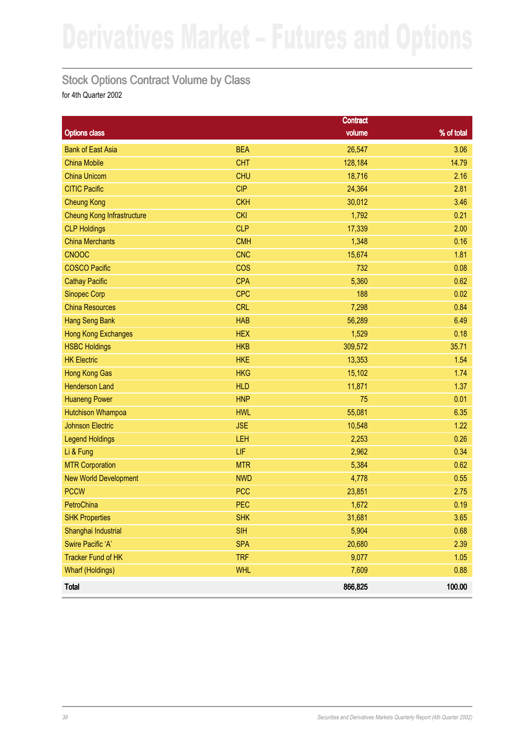# Derivatives Market – Futures and Options

## Stock Options Contract Volume by Class

for 4th Quarter 2002

| Options class | | Contract volume | % of total |
|---|---|---|---|
| Bank of East Asia | BEA | 26,547 | 3.06 |
| China Mobile | CHT | 128,184 | 14.79 |
| China Unicom | CHU | 18,716 | 2.16 |
| CITIC Pacific | CIP | 24,364 | 2.81 |
| Cheung Kong | CKH | 30,012 | 3.46 |
| Cheung Kong Infrastructure | CKI | 1,792 | 0.21 |
| CLP Holdings | CLP | 17,339 | 2.00 |
| China Merchants | CMH | 1,348 | 0.16 |
| CNOOC | CNC | 15,674 | 1.81 |
| COSCO Pacific | COS | 732 | 0.08 |
| Cathay Pacific | CPA | 5,360 | 0.62 |
| Sinopec Corp | CPC | 188 | 0.02 |
| China Resources | CRL | 7,298 | 0.84 |
| Hang Seng Bank | HAB | 56,289 | 6.49 |
| Hong Kong Exchanges | HEX | 1,529 | 0.18 |
| HSBC Holdings | HKB | 309,572 | 35.71 |
| HK Electric | HKE | 13,353 | 1.54 |
| Hong Kong Gas | HKG | 15,102 | 1.74 |
| Henderson Land | HLD | 11,871 | 1.37 |
| Huaneng Power | HNP | 75 | 0.01 |
| Hutchison Whampoa | HWL | 55,081 | 6.35 |
| Johnson Electric | JSE | 10,548 | 1.22 |
| Legend Holdings | LEH | 2,253 | 0.26 |
| Li & Fung | LIF | 2,962 | 0.34 |
| MTR Corporation | MTR | 5,384 | 0.62 |
| New World Development | NWD | 4,778 | 0.55 |
| PCCW | PCC | 23,851 | 2.75 |
| PetroChina | PEC | 1,672 | 0.19 |
| SHK Properties | SHK | 31,681 | 3.65 |
| Shanghai Industrial | SIH | 5,904 | 0.68 |
| Swire Pacific 'A' | SPA | 20,680 | 2.39 |
| Tracker Fund of HK | TRF | 9,077 | 1.05 |
| Wharf (Holdings) | WHL | 7,609 | 0.88 |
| **Total** | | **866,825** | **100.00** |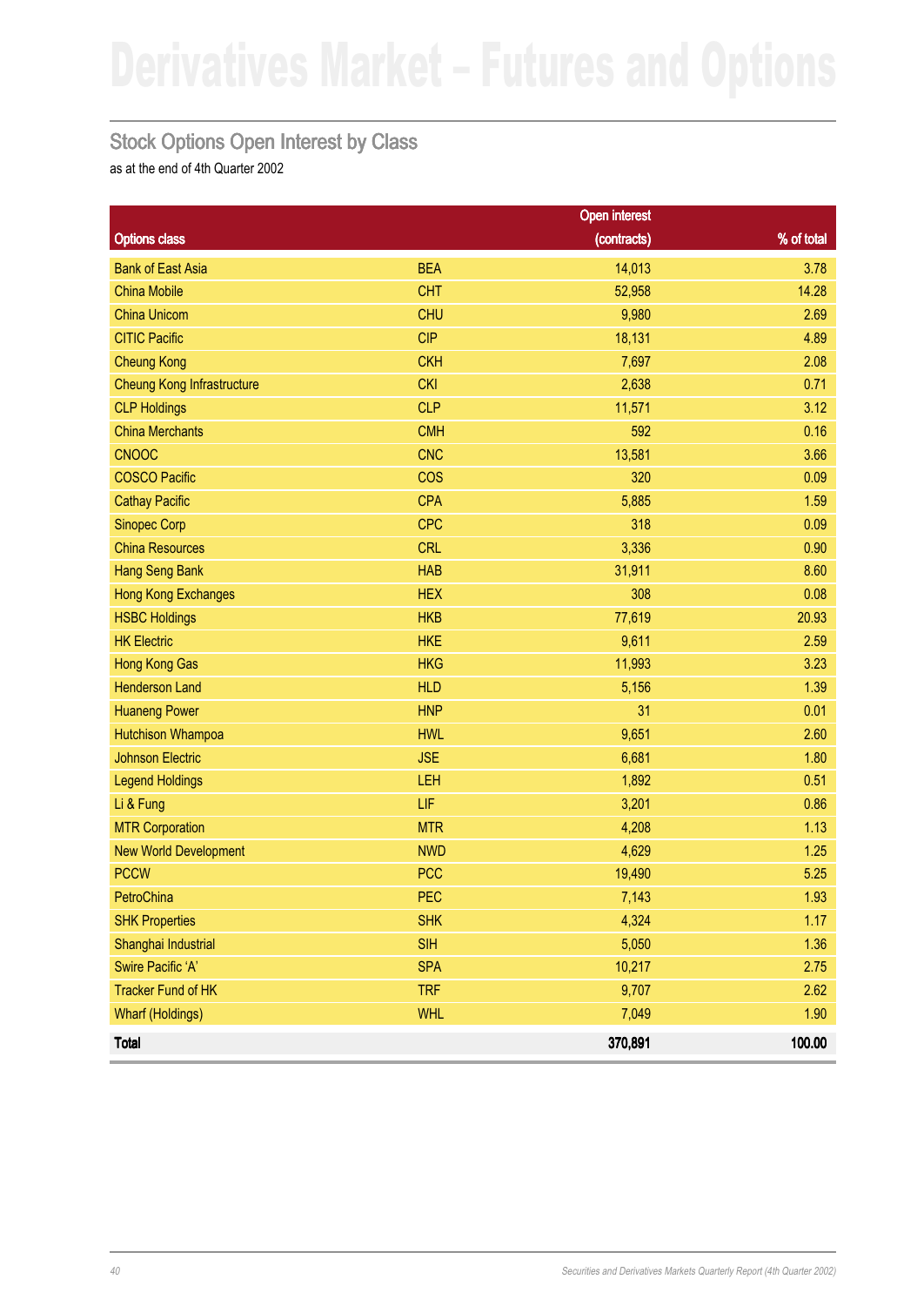# Derivatives Market – Futures and Options

## Stock Options Open Interest by Class

as at the end of 4th Quarter 2002

| Options class | | Open interest (contracts) | % of total |
|---|---|---|---|
| Bank of East Asia | BEA | 14,013 | 3.78 |
| China Mobile | CHT | 52,958 | 14.28 |
| China Unicom | CHU | 9,980 | 2.69 |
| CITIC Pacific | CIP | 18,131 | 4.89 |
| Cheung Kong | CKH | 7,697 | 2.08 |
| Cheung Kong Infrastructure | CKI | 2,638 | 0.71 |
| CLP Holdings | CLP | 11,571 | 3.12 |
| China Merchants | CMH | 592 | 0.16 |
| CNOOC | CNC | 13,581 | 3.66 |
| COSCO Pacific | COS | 320 | 0.09 |
| Cathay Pacific | CPA | 5,885 | 1.59 |
| Sinopec Corp | CPC | 318 | 0.09 |
| China Resources | CRL | 3,336 | 0.90 |
| Hang Seng Bank | HAB | 31,911 | 8.60 |
| Hong Kong Exchanges | HEX | 308 | 0.08 |
| HSBC Holdings | HKB | 77,619 | 20.93 |
| HK Electric | HKE | 9,611 | 2.59 |
| Hong Kong Gas | HKG | 11,993 | 3.23 |
| Henderson Land | HLD | 5,156 | 1.39 |
| Huaneng Power | HNP | 31 | 0.01 |
| Hutchison Whampoa | HWL | 9,651 | 2.60 |
| Johnson Electric | JSE | 6,681 | 1.80 |
| Legend Holdings | LEH | 1,892 | 0.51 |
| Li & Fung | LIF | 3,201 | 0.86 |
| MTR Corporation | MTR | 4,208 | 1.13 |
| New World Development | NWD | 4,629 | 1.25 |
| PCCW | PCC | 19,490 | 5.25 |
| PetroChina | PEC | 7,143 | 1.93 |
| SHK Properties | SHK | 4,324 | 1.17 |
| Shanghai Industrial | SIH | 5,050 | 1.36 |
| Swire Pacific 'A' | SPA | 10,217 | 2.75 |
| Tracker Fund of HK | TRF | 9,707 | 2.62 |
| Wharf (Holdings) | WHL | 7,049 | 1.90 |
| **Total** | | **370,891** | **100.00** |